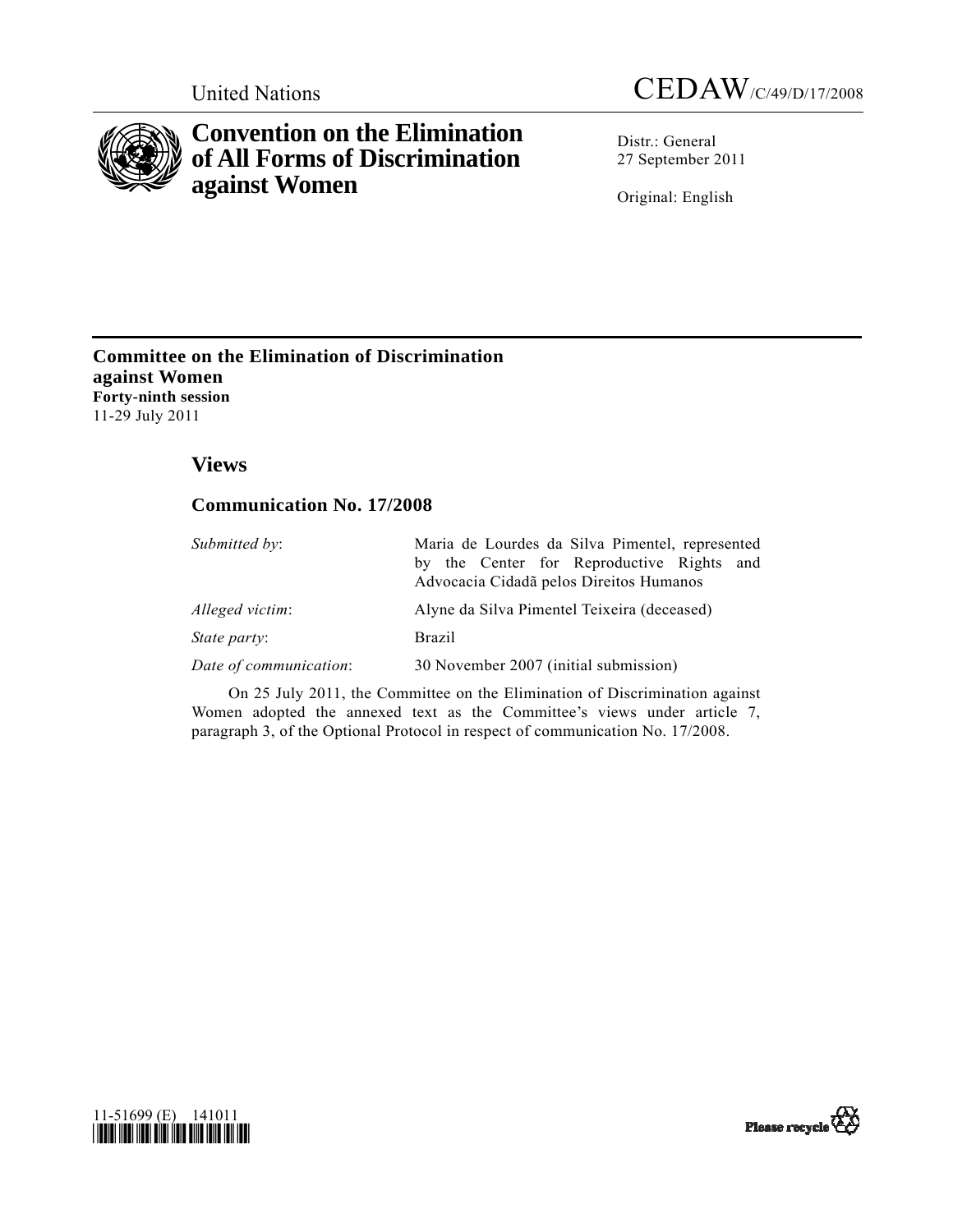United Nations

CEDAW/C/49/D/17/2008

# Convention on the Elimination of All Forms of Discrimination against Women

Distr.: General
27 September 2011

Original: English

**Committee on the Elimination of Discrimination against Women**
**Forty-ninth session**
11-29 July 2011

## Views

### Communication No. 17/2008

| | |
|---|---|
| *Submitted by*: | Maria de Lourdes da Silva Pimentel, represented by the Center for Reproductive Rights and Advocacia Cidadã pelos Direitos Humanos |
| *Alleged victim*: | Alyne da Silva Pimentel Teixeira (deceased) |
| *State party*: | Brazil |
| *Date of communication*: | 30 November 2007 (initial submission) |

On 25 July 2011, the Committee on the Elimination of Discrimination against Women adopted the annexed text as the Committee's views under article 7, paragraph 3, of the Optional Protocol in respect of communication No. 17/2008.

11-51699 (E) 141011

Please recycle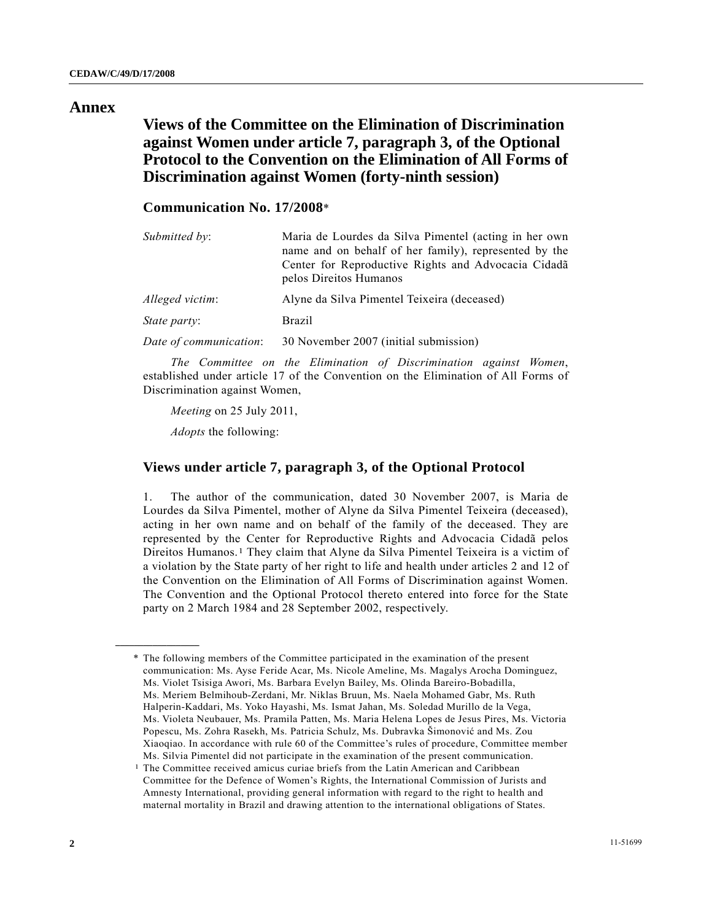# Annex

## Views of the Committee on the Elimination of Discrimination against Women under article 7, paragraph 3, of the Optional Protocol to the Convention on the Elimination of All Forms of Discrimination against Women (forty-ninth session)

### Communication No. 17/2008*

| | |
|---|---|
| *Submitted by*: | Maria de Lourdes da Silva Pimentel (acting in her own name and on behalf of her family), represented by the Center for Reproductive Rights and Advocacia Cidadã pelos Direitos Humanos |
| *Alleged victim*: | Alyne da Silva Pimentel Teixeira (deceased) |
| *State party*: | Brazil |
| *Date of communication*: | 30 November 2007 (initial submission) |

*The Committee on the Elimination of Discrimination against Women*, established under article 17 of the Convention on the Elimination of All Forms of Discrimination against Women,

*Meeting* on 25 July 2011,

*Adopts* the following:

### Views under article 7, paragraph 3, of the Optional Protocol

1. The author of the communication, dated 30 November 2007, is Maria de Lourdes da Silva Pimentel, mother of Alyne da Silva Pimentel Teixeira (deceased), acting in her own name and on behalf of the family of the deceased. They are represented by the Center for Reproductive Rights and Advocacia Cidadã pelos Direitos Humanos.[1] They claim that Alyne da Silva Pimentel Teixeira is a victim of a violation by the State party of her right to life and health under articles 2 and 12 of the Convention on the Elimination of All Forms of Discrimination against Women. The Convention and the Optional Protocol thereto entered into force for the State party on 2 March 1984 and 28 September 2002, respectively.

---

\* The following members of the Committee participated in the examination of the present communication: Ms. Ayse Feride Acar, Ms. Nicole Ameline, Ms. Magalys Arocha Dominguez, Ms. Violet Tsisiga Awori, Ms. Barbara Evelyn Bailey, Ms. Olinda Bareiro-Bobadilla, Ms. Meriem Belmihoub-Zerdani, Mr. Niklas Bruun, Ms. Naela Mohamed Gabr, Ms. Ruth Halperin-Kaddari, Ms. Yoko Hayashi, Ms. Ismat Jahan, Ms. Soledad Murillo de la Vega, Ms. Violeta Neubauer, Ms. Pramila Patten, Ms. Maria Helena Lopes de Jesus Pires, Ms. Victoria Popescu, Ms. Zohra Rasekh, Ms. Patricia Schulz, Ms. Dubravka Šimonović and Ms. Zou Xiaoqiao. In accordance with rule 60 of the Committee's rules of procedure, Committee member Ms. Silvia Pimentel did not participate in the examination of the present communication.

[1] The Committee received amicus curiae briefs from the Latin American and Caribbean Committee for the Defence of Women's Rights, the International Commission of Jurists and Amnesty International, providing general information with regard to the right to health and maternal mortality in Brazil and drawing attention to the international obligations of States.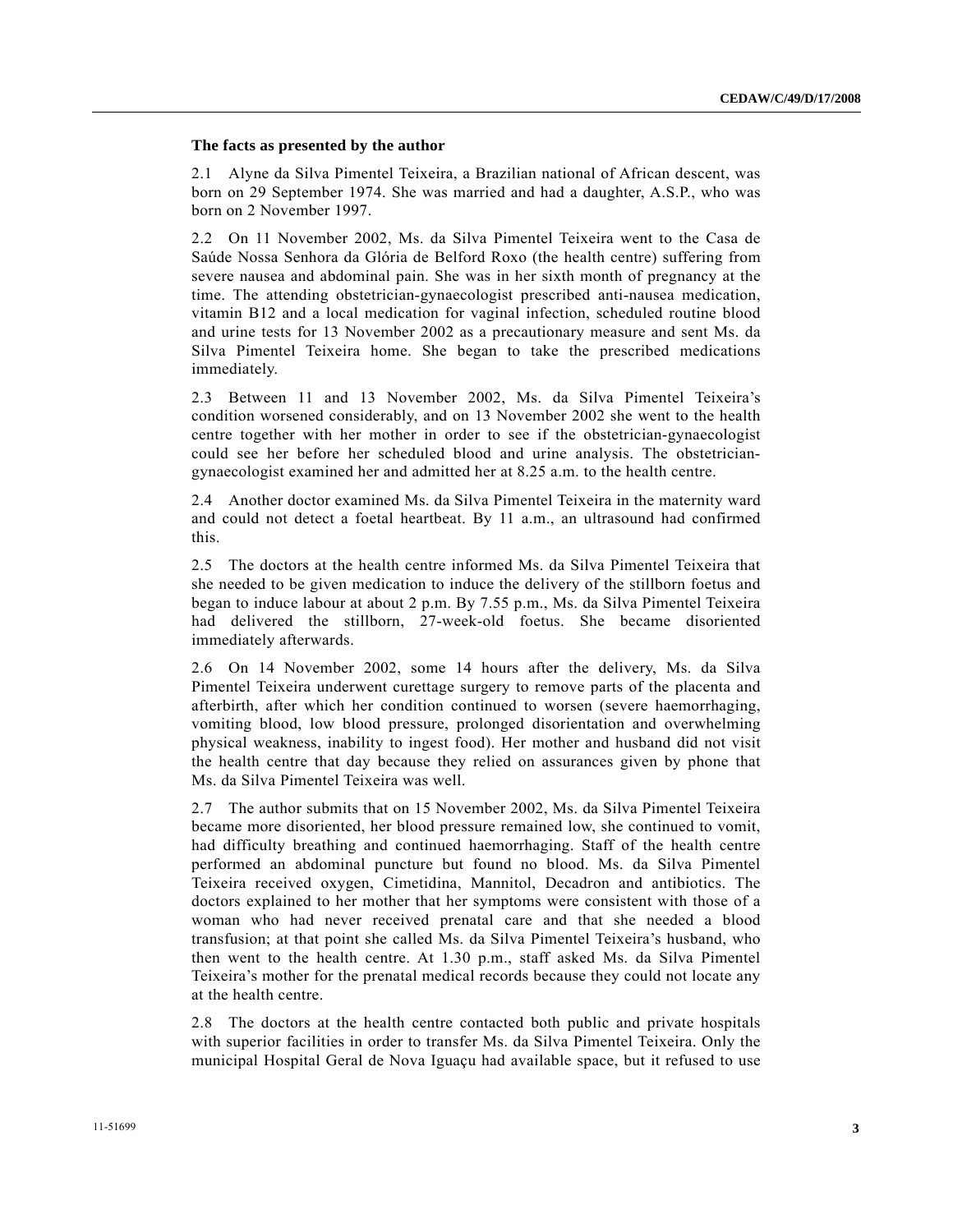**The facts as presented by the author**

2.1 Alyne da Silva Pimentel Teixeira, a Brazilian national of African descent, was born on 29 September 1974. She was married and had a daughter, A.S.P., who was born on 2 November 1997.

2.2 On 11 November 2002, Ms. da Silva Pimentel Teixeira went to the Casa de Saúde Nossa Senhora da Glória de Belford Roxo (the health centre) suffering from severe nausea and abdominal pain. She was in her sixth month of pregnancy at the time. The attending obstetrician-gynaecologist prescribed anti-nausea medication, vitamin B12 and a local medication for vaginal infection, scheduled routine blood and urine tests for 13 November 2002 as a precautionary measure and sent Ms. da Silva Pimentel Teixeira home. She began to take the prescribed medications immediately.

2.3 Between 11 and 13 November 2002, Ms. da Silva Pimentel Teixeira's condition worsened considerably, and on 13 November 2002 she went to the health centre together with her mother in order to see if the obstetrician-gynaecologist could see her before her scheduled blood and urine analysis. The obstetrician-gynaecologist examined her and admitted her at 8.25 a.m. to the health centre.

2.4 Another doctor examined Ms. da Silva Pimentel Teixeira in the maternity ward and could not detect a foetal heartbeat. By 11 a.m., an ultrasound had confirmed this.

2.5 The doctors at the health centre informed Ms. da Silva Pimentel Teixeira that she needed to be given medication to induce the delivery of the stillborn foetus and began to induce labour at about 2 p.m. By 7.55 p.m., Ms. da Silva Pimentel Teixeira had delivered the stillborn, 27-week-old foetus. She became disoriented immediately afterwards.

2.6 On 14 November 2002, some 14 hours after the delivery, Ms. da Silva Pimentel Teixeira underwent curettage surgery to remove parts of the placenta and afterbirth, after which her condition continued to worsen (severe haemorrhaging, vomiting blood, low blood pressure, prolonged disorientation and overwhelming physical weakness, inability to ingest food). Her mother and husband did not visit the health centre that day because they relied on assurances given by phone that Ms. da Silva Pimentel Teixeira was well.

2.7 The author submits that on 15 November 2002, Ms. da Silva Pimentel Teixeira became more disoriented, her blood pressure remained low, she continued to vomit, had difficulty breathing and continued haemorrhaging. Staff of the health centre performed an abdominal puncture but found no blood. Ms. da Silva Pimentel Teixeira received oxygen, Cimetidina, Mannitol, Decadron and antibiotics. The doctors explained to her mother that her symptoms were consistent with those of a woman who had never received prenatal care and that she needed a blood transfusion; at that point she called Ms. da Silva Pimentel Teixeira's husband, who then went to the health centre. At 1.30 p.m., staff asked Ms. da Silva Pimentel Teixeira's mother for the prenatal medical records because they could not locate any at the health centre.

2.8 The doctors at the health centre contacted both public and private hospitals with superior facilities in order to transfer Ms. da Silva Pimentel Teixeira. Only the municipal Hospital Geral de Nova Iguaçu had available space, but it refused to use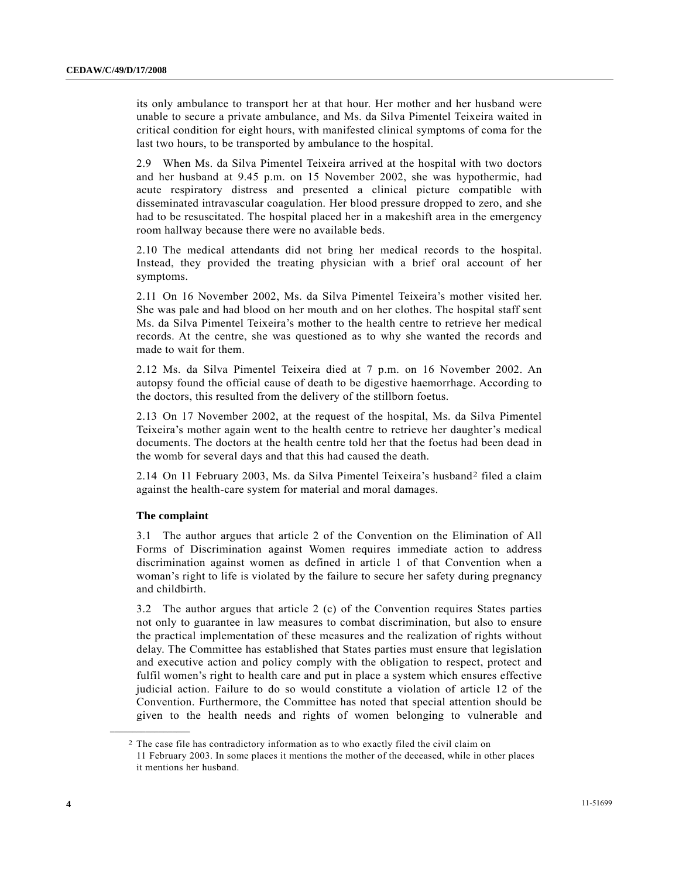its only ambulance to transport her at that hour. Her mother and her husband were unable to secure a private ambulance, and Ms. da Silva Pimentel Teixeira waited in critical condition for eight hours, with manifested clinical symptoms of coma for the last two hours, to be transported by ambulance to the hospital.

2.9 When Ms. da Silva Pimentel Teixeira arrived at the hospital with two doctors and her husband at 9.45 p.m. on 15 November 2002, she was hypothermic, had acute respiratory distress and presented a clinical picture compatible with disseminated intravascular coagulation. Her blood pressure dropped to zero, and she had to be resuscitated. The hospital placed her in a makeshift area in the emergency room hallway because there were no available beds.

2.10 The medical attendants did not bring her medical records to the hospital. Instead, they provided the treating physician with a brief oral account of her symptoms.

2.11 On 16 November 2002, Ms. da Silva Pimentel Teixeira's mother visited her. She was pale and had blood on her mouth and on her clothes. The hospital staff sent Ms. da Silva Pimentel Teixeira's mother to the health centre to retrieve her medical records. At the centre, she was questioned as to why she wanted the records and made to wait for them.

2.12 Ms. da Silva Pimentel Teixeira died at 7 p.m. on 16 November 2002. An autopsy found the official cause of death to be digestive haemorrhage. According to the doctors, this resulted from the delivery of the stillborn foetus.

2.13 On 17 November 2002, at the request of the hospital, Ms. da Silva Pimentel Teixeira's mother again went to the health centre to retrieve her daughter's medical documents. The doctors at the health centre told her that the foetus had been dead in the womb for several days and that this had caused the death.

2.14 On 11 February 2003, Ms. da Silva Pimentel Teixeira's husband[2] filed a claim against the health-care system for material and moral damages.

**The complaint**

3.1 The author argues that article 2 of the Convention on the Elimination of All Forms of Discrimination against Women requires immediate action to address discrimination against women as defined in article 1 of that Convention when a woman's right to life is violated by the failure to secure her safety during pregnancy and childbirth.

3.2 The author argues that article 2 (c) of the Convention requires States parties not only to guarantee in law measures to combat discrimination, but also to ensure the practical implementation of these measures and the realization of rights without delay. The Committee has established that States parties must ensure that legislation and executive action and policy comply with the obligation to respect, protect and fulfil women's right to health care and put in place a system which ensures effective judicial action. Failure to do so would constitute a violation of article 12 of the Convention. Furthermore, the Committee has noted that special attention should be given to the health needs and rights of women belonging to vulnerable and

---

[2] The case file has contradictory information as to who exactly filed the civil claim on 11 February 2003. In some places it mentions the mother of the deceased, while in other places it mentions her husband.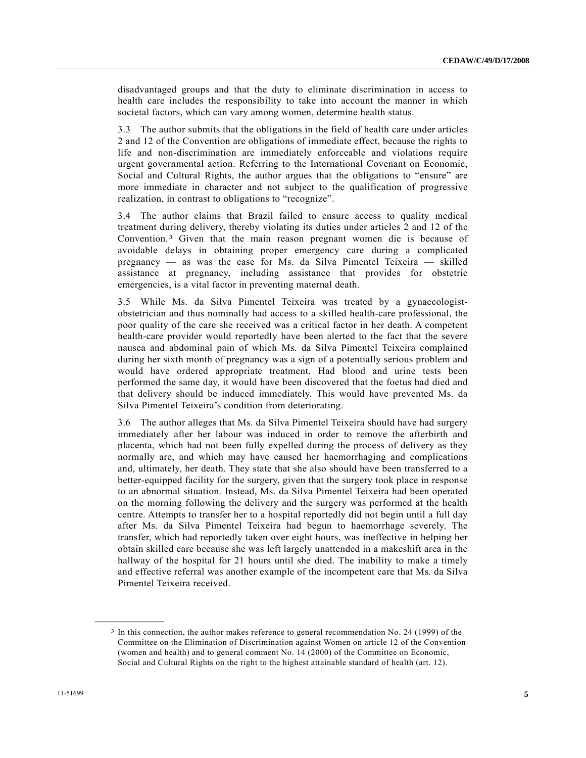disadvantaged groups and that the duty to eliminate discrimination in access to health care includes the responsibility to take into account the manner in which societal factors, which can vary among women, determine health status.

3.3 The author submits that the obligations in the field of health care under articles 2 and 12 of the Convention are obligations of immediate effect, because the rights to life and non-discrimination are immediately enforceable and violations require urgent governmental action. Referring to the International Covenant on Economic, Social and Cultural Rights, the author argues that the obligations to "ensure" are more immediate in character and not subject to the qualification of progressive realization, in contrast to obligations to "recognize".

3.4 The author claims that Brazil failed to ensure access to quality medical treatment during delivery, thereby violating its duties under articles 2 and 12 of the Convention.[3] Given that the main reason pregnant women die is because of avoidable delays in obtaining proper emergency care during a complicated pregnancy — as was the case for Ms. da Silva Pimentel Teixeira — skilled assistance at pregnancy, including assistance that provides for obstetric emergencies, is a vital factor in preventing maternal death.

3.5 While Ms. da Silva Pimentel Teixeira was treated by a gynaecologist-obstetrician and thus nominally had access to a skilled health-care professional, the poor quality of the care she received was a critical factor in her death. A competent health-care provider would reportedly have been alerted to the fact that the severe nausea and abdominal pain of which Ms. da Silva Pimentel Teixeira complained during her sixth month of pregnancy was a sign of a potentially serious problem and would have ordered appropriate treatment. Had blood and urine tests been performed the same day, it would have been discovered that the foetus had died and that delivery should be induced immediately. This would have prevented Ms. da Silva Pimentel Teixeira's condition from deteriorating.

3.6 The author alleges that Ms. da Silva Pimentel Teixeira should have had surgery immediately after her labour was induced in order to remove the afterbirth and placenta, which had not been fully expelled during the process of delivery as they normally are, and which may have caused her haemorrhaging and complications and, ultimately, her death. They state that she also should have been transferred to a better-equipped facility for the surgery, given that the surgery took place in response to an abnormal situation. Instead, Ms. da Silva Pimentel Teixeira had been operated on the morning following the delivery and the surgery was performed at the health centre. Attempts to transfer her to a hospital reportedly did not begin until a full day after Ms. da Silva Pimentel Teixeira had begun to haemorrhage severely. The transfer, which had reportedly taken over eight hours, was ineffective in helping her obtain skilled care because she was left largely unattended in a makeshift area in the hallway of the hospital for 21 hours until she died. The inability to make a timely and effective referral was another example of the incompetent care that Ms. da Silva Pimentel Teixeira received.

---

[3] In this connection, the author makes reference to general recommendation No. 24 (1999) of the Committee on the Elimination of Discrimination against Women on article 12 of the Convention (women and health) and to general comment No. 14 (2000) of the Committee on Economic, Social and Cultural Rights on the right to the highest attainable standard of health (art. 12).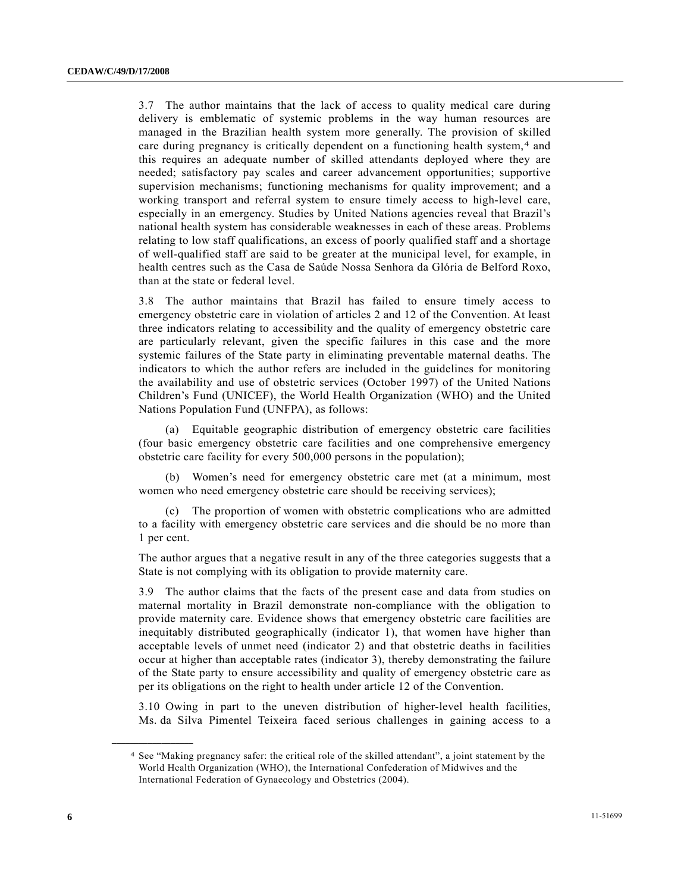3.7 The author maintains that the lack of access to quality medical care during delivery is emblematic of systemic problems in the way human resources are managed in the Brazilian health system more generally. The provision of skilled care during pregnancy is critically dependent on a functioning health system,[4] and this requires an adequate number of skilled attendants deployed where they are needed; satisfactory pay scales and career advancement opportunities; supportive supervision mechanisms; functioning mechanisms for quality improvement; and a working transport and referral system to ensure timely access to high-level care, especially in an emergency. Studies by United Nations agencies reveal that Brazil's national health system has considerable weaknesses in each of these areas. Problems relating to low staff qualifications, an excess of poorly qualified staff and a shortage of well-qualified staff are said to be greater at the municipal level, for example, in health centres such as the Casa de Saúde Nossa Senhora da Glória de Belford Roxo, than at the state or federal level.

3.8 The author maintains that Brazil has failed to ensure timely access to emergency obstetric care in violation of articles 2 and 12 of the Convention. At least three indicators relating to accessibility and the quality of emergency obstetric care are particularly relevant, given the specific failures in this case and the more systemic failures of the State party in eliminating preventable maternal deaths. The indicators to which the author refers are included in the guidelines for monitoring the availability and use of obstetric services (October 1997) of the United Nations Children's Fund (UNICEF), the World Health Organization (WHO) and the United Nations Population Fund (UNFPA), as follows:

(a) Equitable geographic distribution of emergency obstetric care facilities (four basic emergency obstetric care facilities and one comprehensive emergency obstetric care facility for every 500,000 persons in the population);

(b) Women's need for emergency obstetric care met (at a minimum, most women who need emergency obstetric care should be receiving services);

(c) The proportion of women with obstetric complications who are admitted to a facility with emergency obstetric care services and die should be no more than 1 per cent.

The author argues that a negative result in any of the three categories suggests that a State is not complying with its obligation to provide maternity care.

3.9 The author claims that the facts of the present case and data from studies on maternal mortality in Brazil demonstrate non-compliance with the obligation to provide maternity care. Evidence shows that emergency obstetric care facilities are inequitably distributed geographically (indicator 1), that women have higher than acceptable levels of unmet need (indicator 2) and that obstetric deaths in facilities occur at higher than acceptable rates (indicator 3), thereby demonstrating the failure of the State party to ensure accessibility and quality of emergency obstetric care as per its obligations on the right to health under article 12 of the Convention.

3.10 Owing in part to the uneven distribution of higher-level health facilities, Ms. da Silva Pimentel Teixeira faced serious challenges in gaining access to a

---

[4] See "Making pregnancy safer: the critical role of the skilled attendant", a joint statement by the World Health Organization (WHO), the International Confederation of Midwives and the International Federation of Gynaecology and Obstetrics (2004).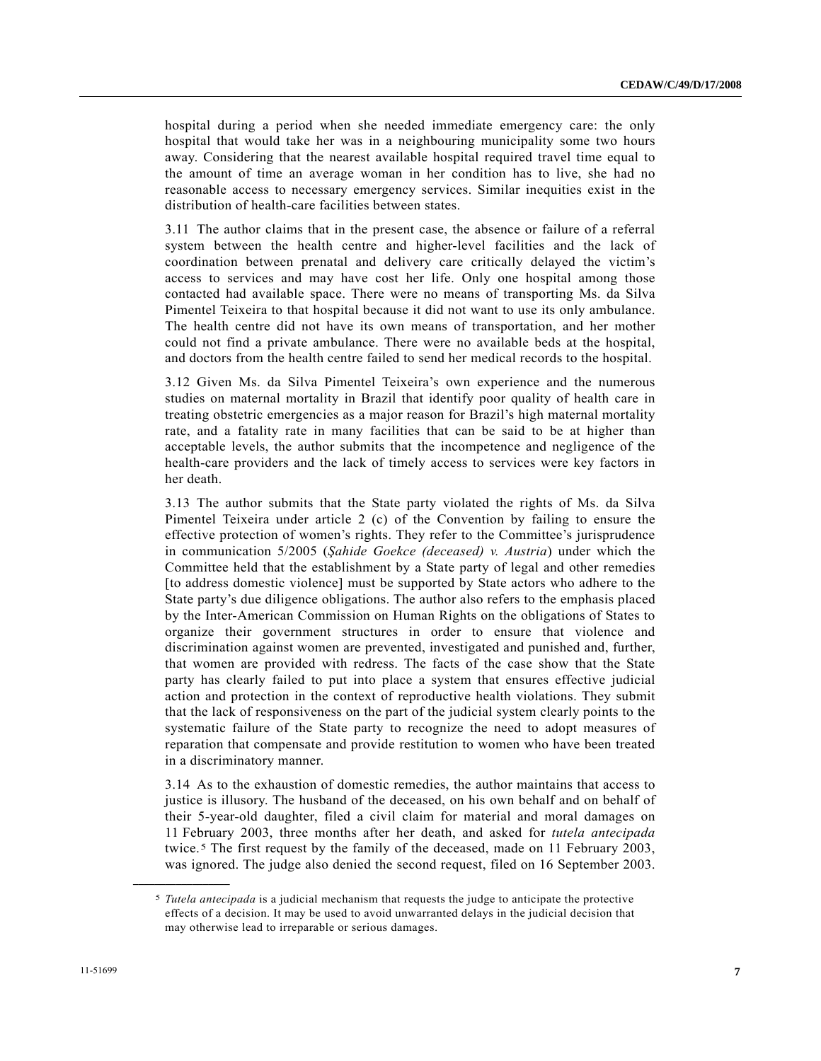hospital during a period when she needed immediate emergency care: the only hospital that would take her was in a neighbouring municipality some two hours away. Considering that the nearest available hospital required travel time equal to the amount of time an average woman in her condition has to live, she had no reasonable access to necessary emergency services. Similar inequities exist in the distribution of health-care facilities between states.

3.11 The author claims that in the present case, the absence or failure of a referral system between the health centre and higher-level facilities and the lack of coordination between prenatal and delivery care critically delayed the victim's access to services and may have cost her life. Only one hospital among those contacted had available space. There were no means of transporting Ms. da Silva Pimentel Teixeira to that hospital because it did not want to use its only ambulance. The health centre did not have its own means of transportation, and her mother could not find a private ambulance. There were no available beds at the hospital, and doctors from the health centre failed to send her medical records to the hospital.

3.12 Given Ms. da Silva Pimentel Teixeira's own experience and the numerous studies on maternal mortality in Brazil that identify poor quality of health care in treating obstetric emergencies as a major reason for Brazil's high maternal mortality rate, and a fatality rate in many facilities that can be said to be at higher than acceptable levels, the author submits that the incompetence and negligence of the health-care providers and the lack of timely access to services were key factors in her death.

3.13 The author submits that the State party violated the rights of Ms. da Silva Pimentel Teixeira under article 2 (c) of the Convention by failing to ensure the effective protection of women's rights. They refer to the Committee's jurisprudence in communication 5/2005 (*Şahide Goekce (deceased) v. Austria*) under which the Committee held that the establishment by a State party of legal and other remedies [to address domestic violence] must be supported by State actors who adhere to the State party's due diligence obligations. The author also refers to the emphasis placed by the Inter-American Commission on Human Rights on the obligations of States to organize their government structures in order to ensure that violence and discrimination against women are prevented, investigated and punished and, further, that women are provided with redress. The facts of the case show that the State party has clearly failed to put into place a system that ensures effective judicial action and protection in the context of reproductive health violations. They submit that the lack of responsiveness on the part of the judicial system clearly points to the systematic failure of the State party to recognize the need to adopt measures of reparation that compensate and provide restitution to women who have been treated in a discriminatory manner.

3.14 As to the exhaustion of domestic remedies, the author maintains that access to justice is illusory. The husband of the deceased, on his own behalf and on behalf of their 5-year-old daughter, filed a civil claim for material and moral damages on 11 February 2003, three months after her death, and asked for *tutela antecipada* twice.[5] The first request by the family of the deceased, made on 11 February 2003, was ignored. The judge also denied the second request, filed on 16 September 2003.

---

[5] *Tutela antecipada* is a judicial mechanism that requests the judge to anticipate the protective effects of a decision. It may be used to avoid unwarranted delays in the judicial decision that may otherwise lead to irreparable or serious damages.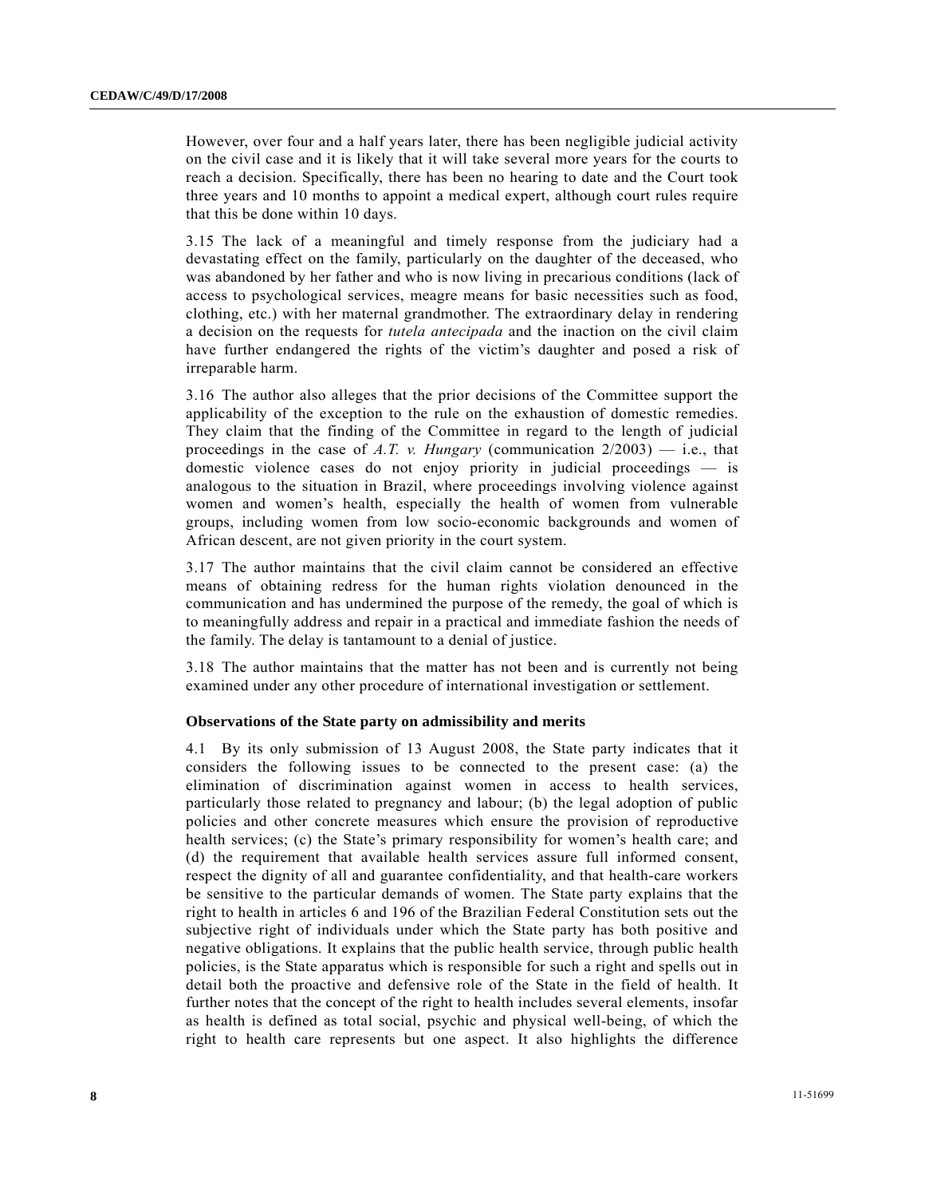However, over four and a half years later, there has been negligible judicial activity on the civil case and it is likely that it will take several more years for the courts to reach a decision. Specifically, there has been no hearing to date and the Court took three years and 10 months to appoint a medical expert, although court rules require that this be done within 10 days.

3.15 The lack of a meaningful and timely response from the judiciary had a devastating effect on the family, particularly on the daughter of the deceased, who was abandoned by her father and who is now living in precarious conditions (lack of access to psychological services, meagre means for basic necessities such as food, clothing, etc.) with her maternal grandmother. The extraordinary delay in rendering a decision on the requests for *tutela antecipada* and the inaction on the civil claim have further endangered the rights of the victim's daughter and posed a risk of irreparable harm.

3.16 The author also alleges that the prior decisions of the Committee support the applicability of the exception to the rule on the exhaustion of domestic remedies. They claim that the finding of the Committee in regard to the length of judicial proceedings in the case of *A.T. v. Hungary* (communication 2/2003) — i.e., that domestic violence cases do not enjoy priority in judicial proceedings — is analogous to the situation in Brazil, where proceedings involving violence against women and women's health, especially the health of women from vulnerable groups, including women from low socio-economic backgrounds and women of African descent, are not given priority in the court system.

3.17 The author maintains that the civil claim cannot be considered an effective means of obtaining redress for the human rights violation denounced in the communication and has undermined the purpose of the remedy, the goal of which is to meaningfully address and repair in a practical and immediate fashion the needs of the family. The delay is tantamount to a denial of justice.

3.18 The author maintains that the matter has not been and is currently not being examined under any other procedure of international investigation or settlement.

### Observations of the State party on admissibility and merits

4.1 By its only submission of 13 August 2008, the State party indicates that it considers the following issues to be connected to the present case: (a) the elimination of discrimination against women in access to health services, particularly those related to pregnancy and labour; (b) the legal adoption of public policies and other concrete measures which ensure the provision of reproductive health services; (c) the State's primary responsibility for women's health care; and (d) the requirement that available health services assure full informed consent, respect the dignity of all and guarantee confidentiality, and that health-care workers be sensitive to the particular demands of women. The State party explains that the right to health in articles 6 and 196 of the Brazilian Federal Constitution sets out the subjective right of individuals under which the State party has both positive and negative obligations. It explains that the public health service, through public health policies, is the State apparatus which is responsible for such a right and spells out in detail both the proactive and defensive role of the State in the field of health. It further notes that the concept of the right to health includes several elements, insofar as health is defined as total social, psychic and physical well-being, of which the right to health care represents but one aspect. It also highlights the difference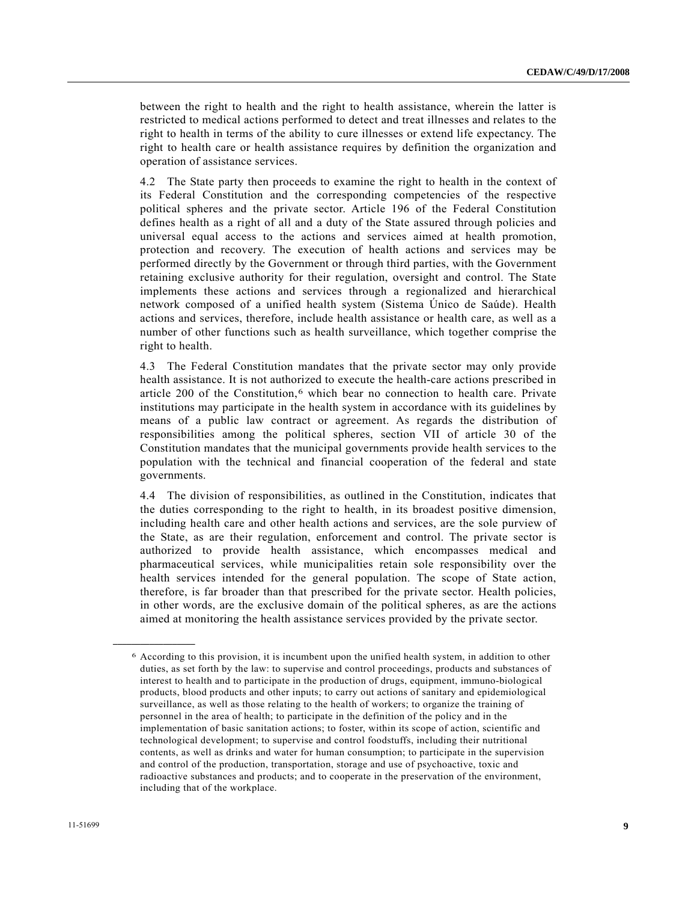between the right to health and the right to health assistance, wherein the latter is restricted to medical actions performed to detect and treat illnesses and relates to the right to health in terms of the ability to cure illnesses or extend life expectancy. The right to health care or health assistance requires by definition the organization and operation of assistance services.

4.2 The State party then proceeds to examine the right to health in the context of its Federal Constitution and the corresponding competencies of the respective political spheres and the private sector. Article 196 of the Federal Constitution defines health as a right of all and a duty of the State assured through policies and universal equal access to the actions and services aimed at health promotion, protection and recovery. The execution of health actions and services may be performed directly by the Government or through third parties, with the Government retaining exclusive authority for their regulation, oversight and control. The State implements these actions and services through a regionalized and hierarchical network composed of a unified health system (Sistema Único de Saúde). Health actions and services, therefore, include health assistance or health care, as well as a number of other functions such as health surveillance, which together comprise the right to health.

4.3 The Federal Constitution mandates that the private sector may only provide health assistance. It is not authorized to execute the health-care actions prescribed in article 200 of the Constitution,[6] which bear no connection to health care. Private institutions may participate in the health system in accordance with its guidelines by means of a public law contract or agreement. As regards the distribution of responsibilities among the political spheres, section VII of article 30 of the Constitution mandates that the municipal governments provide health services to the population with the technical and financial cooperation of the federal and state governments.

4.4 The division of responsibilities, as outlined in the Constitution, indicates that the duties corresponding to the right to health, in its broadest positive dimension, including health care and other health actions and services, are the sole purview of the State, as are their regulation, enforcement and control. The private sector is authorized to provide health assistance, which encompasses medical and pharmaceutical services, while municipalities retain sole responsibility over the health services intended for the general population. The scope of State action, therefore, is far broader than that prescribed for the private sector. Health policies, in other words, are the exclusive domain of the political spheres, as are the actions aimed at monitoring the health assistance services provided by the private sector.

---

[6] According to this provision, it is incumbent upon the unified health system, in addition to other duties, as set forth by the law: to supervise and control proceedings, products and substances of interest to health and to participate in the production of drugs, equipment, immuno-biological products, blood products and other inputs; to carry out actions of sanitary and epidemiological surveillance, as well as those relating to the health of workers; to organize the training of personnel in the area of health; to participate in the definition of the policy and in the implementation of basic sanitation actions; to foster, within its scope of action, scientific and technological development; to supervise and control foodstuffs, including their nutritional contents, as well as drinks and water for human consumption; to participate in the supervision and control of the production, transportation, storage and use of psychoactive, toxic and radioactive substances and products; and to cooperate in the preservation of the environment, including that of the workplace.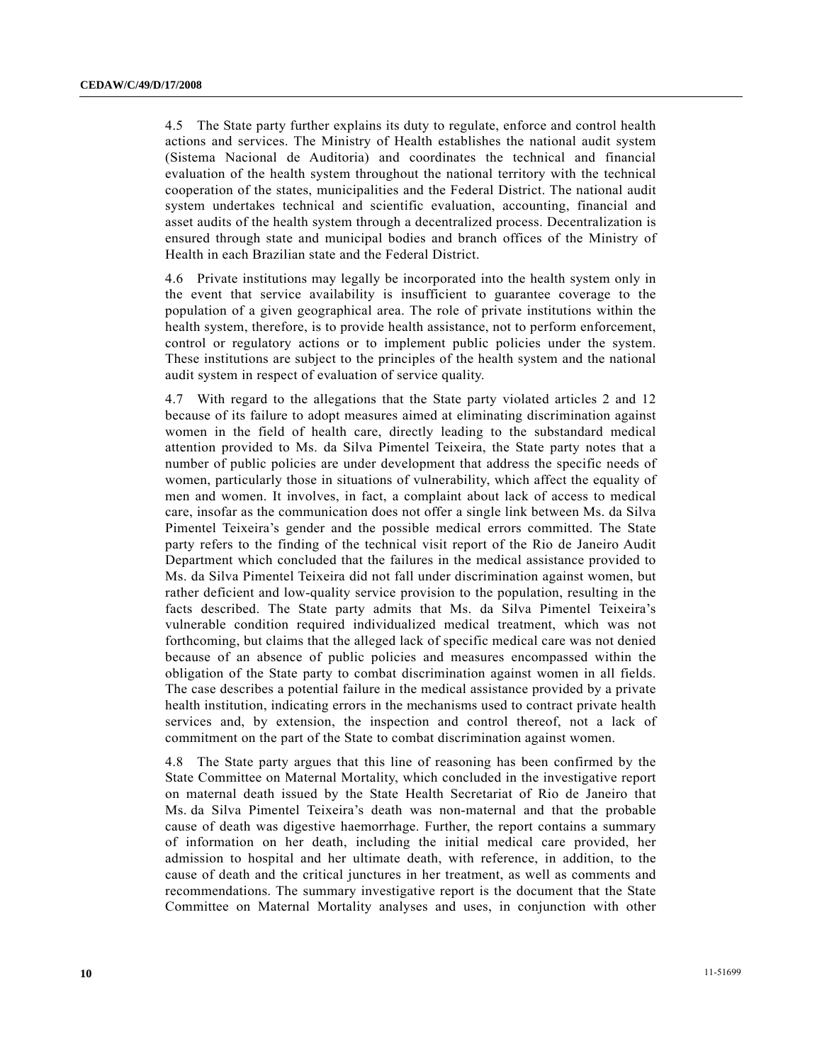4.5 The State party further explains its duty to regulate, enforce and control health actions and services. The Ministry of Health establishes the national audit system (Sistema Nacional de Auditoria) and coordinates the technical and financial evaluation of the health system throughout the national territory with the technical cooperation of the states, municipalities and the Federal District. The national audit system undertakes technical and scientific evaluation, accounting, financial and asset audits of the health system through a decentralized process. Decentralization is ensured through state and municipal bodies and branch offices of the Ministry of Health in each Brazilian state and the Federal District.

4.6 Private institutions may legally be incorporated into the health system only in the event that service availability is insufficient to guarantee coverage to the population of a given geographical area. The role of private institutions within the health system, therefore, is to provide health assistance, not to perform enforcement, control or regulatory actions or to implement public policies under the system. These institutions are subject to the principles of the health system and the national audit system in respect of evaluation of service quality.

4.7 With regard to the allegations that the State party violated articles 2 and 12 because of its failure to adopt measures aimed at eliminating discrimination against women in the field of health care, directly leading to the substandard medical attention provided to Ms. da Silva Pimentel Teixeira, the State party notes that a number of public policies are under development that address the specific needs of women, particularly those in situations of vulnerability, which affect the equality of men and women. It involves, in fact, a complaint about lack of access to medical care, insofar as the communication does not offer a single link between Ms. da Silva Pimentel Teixeira's gender and the possible medical errors committed. The State party refers to the finding of the technical visit report of the Rio de Janeiro Audit Department which concluded that the failures in the medical assistance provided to Ms. da Silva Pimentel Teixeira did not fall under discrimination against women, but rather deficient and low-quality service provision to the population, resulting in the facts described. The State party admits that Ms. da Silva Pimentel Teixeira's vulnerable condition required individualized medical treatment, which was not forthcoming, but claims that the alleged lack of specific medical care was not denied because of an absence of public policies and measures encompassed within the obligation of the State party to combat discrimination against women in all fields. The case describes a potential failure in the medical assistance provided by a private health institution, indicating errors in the mechanisms used to contract private health services and, by extension, the inspection and control thereof, not a lack of commitment on the part of the State to combat discrimination against women.

4.8 The State party argues that this line of reasoning has been confirmed by the State Committee on Maternal Mortality, which concluded in the investigative report on maternal death issued by the State Health Secretariat of Rio de Janeiro that Ms. da Silva Pimentel Teixeira's death was non-maternal and that the probable cause of death was digestive haemorrhage. Further, the report contains a summary of information on her death, including the initial medical care provided, her admission to hospital and her ultimate death, with reference, in addition, to the cause of death and the critical junctures in her treatment, as well as comments and recommendations. The summary investigative report is the document that the State Committee on Maternal Mortality analyses and uses, in conjunction with other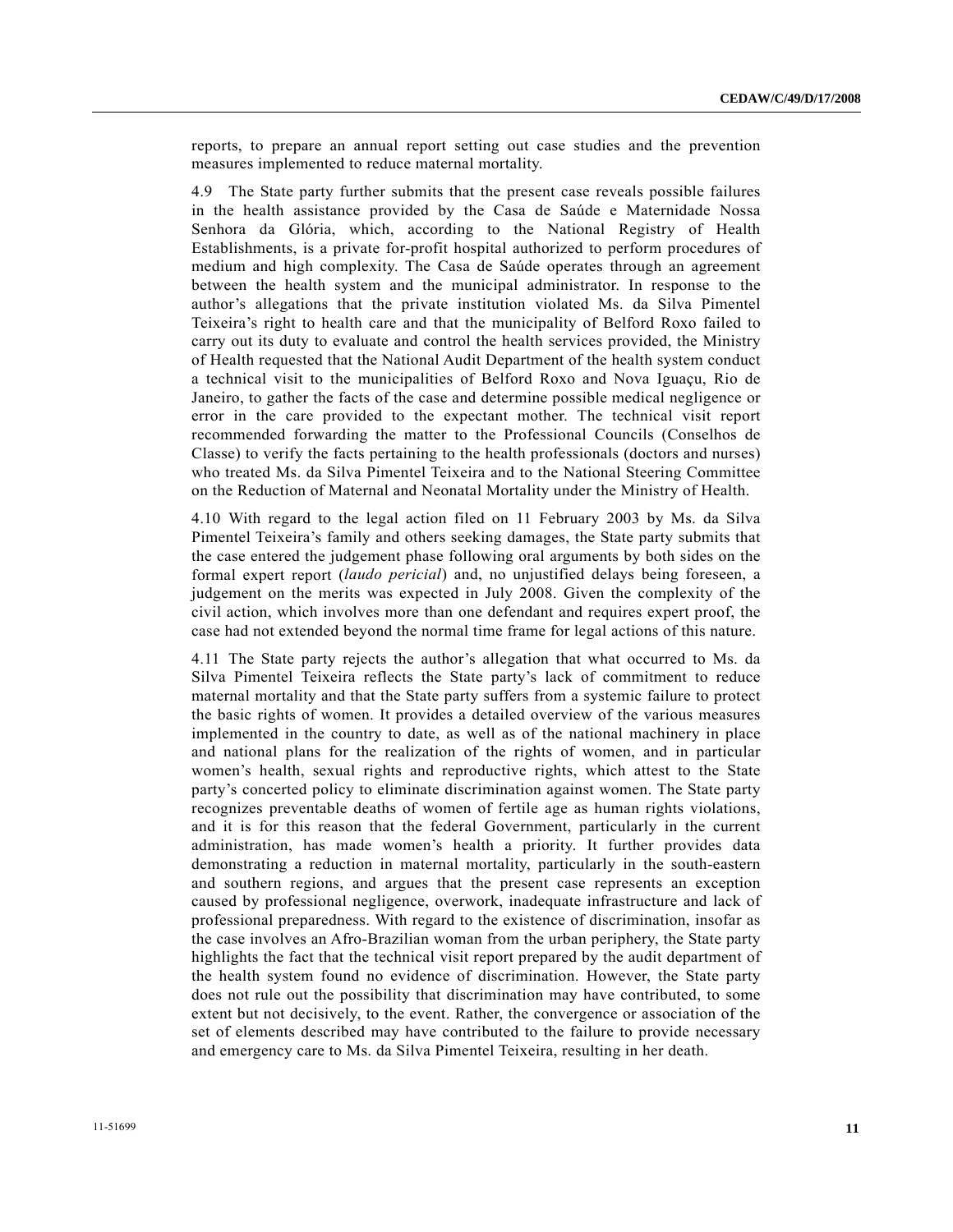reports, to prepare an annual report setting out case studies and the prevention measures implemented to reduce maternal mortality.

4.9 The State party further submits that the present case reveals possible failures in the health assistance provided by the Casa de Saúde e Maternidade Nossa Senhora da Glória, which, according to the National Registry of Health Establishments, is a private for-profit hospital authorized to perform procedures of medium and high complexity. The Casa de Saúde operates through an agreement between the health system and the municipal administrator. In response to the author's allegations that the private institution violated Ms. da Silva Pimentel Teixeira's right to health care and that the municipality of Belford Roxo failed to carry out its duty to evaluate and control the health services provided, the Ministry of Health requested that the National Audit Department of the health system conduct a technical visit to the municipalities of Belford Roxo and Nova Iguaçu, Rio de Janeiro, to gather the facts of the case and determine possible medical negligence or error in the care provided to the expectant mother. The technical visit report recommended forwarding the matter to the Professional Councils (Conselhos de Classe) to verify the facts pertaining to the health professionals (doctors and nurses) who treated Ms. da Silva Pimentel Teixeira and to the National Steering Committee on the Reduction of Maternal and Neonatal Mortality under the Ministry of Health.

4.10 With regard to the legal action filed on 11 February 2003 by Ms. da Silva Pimentel Teixeira's family and others seeking damages, the State party submits that the case entered the judgement phase following oral arguments by both sides on the formal expert report (*laudo pericial*) and, no unjustified delays being foreseen, a judgement on the merits was expected in July 2008. Given the complexity of the civil action, which involves more than one defendant and requires expert proof, the case had not extended beyond the normal time frame for legal actions of this nature.

4.11 The State party rejects the author's allegation that what occurred to Ms. da Silva Pimentel Teixeira reflects the State party's lack of commitment to reduce maternal mortality and that the State party suffers from a systemic failure to protect the basic rights of women. It provides a detailed overview of the various measures implemented in the country to date, as well as of the national machinery in place and national plans for the realization of the rights of women, and in particular women's health, sexual rights and reproductive rights, which attest to the State party's concerted policy to eliminate discrimination against women. The State party recognizes preventable deaths of women of fertile age as human rights violations, and it is for this reason that the federal Government, particularly in the current administration, has made women's health a priority. It further provides data demonstrating a reduction in maternal mortality, particularly in the south-eastern and southern regions, and argues that the present case represents an exception caused by professional negligence, overwork, inadequate infrastructure and lack of professional preparedness. With regard to the existence of discrimination, insofar as the case involves an Afro-Brazilian woman from the urban periphery, the State party highlights the fact that the technical visit report prepared by the audit department of the health system found no evidence of discrimination. However, the State party does not rule out the possibility that discrimination may have contributed, to some extent but not decisively, to the event. Rather, the convergence or association of the set of elements described may have contributed to the failure to provide necessary and emergency care to Ms. da Silva Pimentel Teixeira, resulting in her death.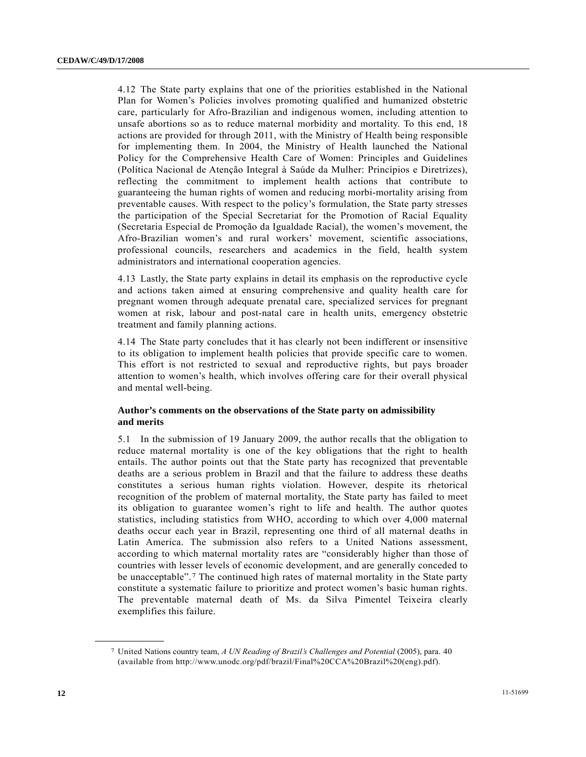4.12 The State party explains that one of the priorities established in the National Plan for Women's Policies involves promoting qualified and humanized obstetric care, particularly for Afro-Brazilian and indigenous women, including attention to unsafe abortions so as to reduce maternal morbidity and mortality. To this end, 18 actions are provided for through 2011, with the Ministry of Health being responsible for implementing them. In 2004, the Ministry of Health launched the National Policy for the Comprehensive Health Care of Women: Principles and Guidelines (Política Nacional de Atenção Integral à Saúde da Mulher: Princípios e Diretrizes), reflecting the commitment to implement health actions that contribute to guaranteeing the human rights of women and reducing morbi-mortality arising from preventable causes. With respect to the policy's formulation, the State party stresses the participation of the Special Secretariat for the Promotion of Racial Equality (Secretaria Especial de Promoção da Igualdade Racial), the women's movement, the Afro-Brazilian women's and rural workers' movement, scientific associations, professional councils, researchers and academics in the field, health system administrators and international cooperation agencies.

4.13 Lastly, the State party explains in detail its emphasis on the reproductive cycle and actions taken aimed at ensuring comprehensive and quality health care for pregnant women through adequate prenatal care, specialized services for pregnant women at risk, labour and post-natal care in health units, emergency obstetric treatment and family planning actions.

4.14 The State party concludes that it has clearly not been indifferent or insensitive to its obligation to implement health policies that provide specific care to women. This effort is not restricted to sexual and reproductive rights, but pays broader attention to women's health, which involves offering care for their overall physical and mental well-being.

### Author's comments on the observations of the State party on admissibility and merits

5.1 In the submission of 19 January 2009, the author recalls that the obligation to reduce maternal mortality is one of the key obligations that the right to health entails. The author points out that the State party has recognized that preventable deaths are a serious problem in Brazil and that the failure to address these deaths constitutes a serious human rights violation. However, despite its rhetorical recognition of the problem of maternal mortality, the State party has failed to meet its obligation to guarantee women's right to life and health. The author quotes statistics, including statistics from WHO, according to which over 4,000 maternal deaths occur each year in Brazil, representing one third of all maternal deaths in Latin America. The submission also refers to a United Nations assessment, according to which maternal mortality rates are "considerably higher than those of countries with lesser levels of economic development, and are generally conceded to be unacceptable".[7] The continued high rates of maternal mortality in the State party constitute a systematic failure to prioritize and protect women's basic human rights. The preventable maternal death of Ms. da Silva Pimentel Teixeira clearly exemplifies this failure.

---

[7] United Nations country team, *A UN Reading of Brazil's Challenges and Potential* (2005), para. 40 (available from http://www.unodc.org/pdf/brazil/Final%20CCA%20Brazil%20(eng).pdf).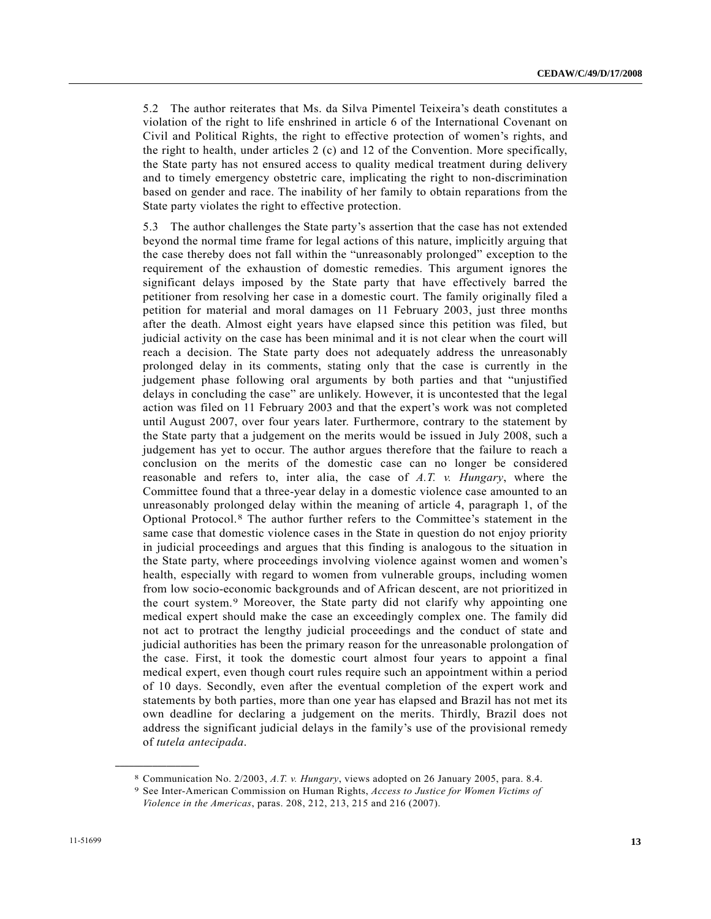5.2 The author reiterates that Ms. da Silva Pimentel Teixeira's death constitutes a violation of the right to life enshrined in article 6 of the International Covenant on Civil and Political Rights, the right to effective protection of women's rights, and the right to health, under articles 2 (c) and 12 of the Convention. More specifically, the State party has not ensured access to quality medical treatment during delivery and to timely emergency obstetric care, implicating the right to non-discrimination based on gender and race. The inability of her family to obtain reparations from the State party violates the right to effective protection.

5.3 The author challenges the State party's assertion that the case has not extended beyond the normal time frame for legal actions of this nature, implicitly arguing that the case thereby does not fall within the "unreasonably prolonged" exception to the requirement of the exhaustion of domestic remedies. This argument ignores the significant delays imposed by the State party that have effectively barred the petitioner from resolving her case in a domestic court. The family originally filed a petition for material and moral damages on 11 February 2003, just three months after the death. Almost eight years have elapsed since this petition was filed, but judicial activity on the case has been minimal and it is not clear when the court will reach a decision. The State party does not adequately address the unreasonably prolonged delay in its comments, stating only that the case is currently in the judgement phase following oral arguments by both parties and that "unjustified delays in concluding the case" are unlikely. However, it is uncontested that the legal action was filed on 11 February 2003 and that the expert's work was not completed until August 2007, over four years later. Furthermore, contrary to the statement by the State party that a judgement on the merits would be issued in July 2008, such a judgement has yet to occur. The author argues therefore that the failure to reach a conclusion on the merits of the domestic case can no longer be considered reasonable and refers to, inter alia, the case of *A.T. v. Hungary*, where the Committee found that a three-year delay in a domestic violence case amounted to an unreasonably prolonged delay within the meaning of article 4, paragraph 1, of the Optional Protocol.[8] The author further refers to the Committee's statement in the same case that domestic violence cases in the State in question do not enjoy priority in judicial proceedings and argues that this finding is analogous to the situation in the State party, where proceedings involving violence against women and women's health, especially with regard to women from vulnerable groups, including women from low socio-economic backgrounds and of African descent, are not prioritized in the court system.[9] Moreover, the State party did not clarify why appointing one medical expert should make the case an exceedingly complex one. The family did not act to protract the lengthy judicial proceedings and the conduct of state and judicial authorities has been the primary reason for the unreasonable prolongation of the case. First, it took the domestic court almost four years to appoint a final medical expert, even though court rules require such an appointment within a period of 10 days. Secondly, even after the eventual completion of the expert work and statements by both parties, more than one year has elapsed and Brazil has not met its own deadline for declaring a judgement on the merits. Thirdly, Brazil does not address the significant judicial delays in the family's use of the provisional remedy of *tutela antecipada*.

---

[8] Communication No. 2/2003, *A.T. v. Hungary*, views adopted on 26 January 2005, para. 8.4.

[9] See Inter-American Commission on Human Rights, *Access to Justice for Women Victims of Violence in the Americas*, paras. 208, 212, 213, 215 and 216 (2007).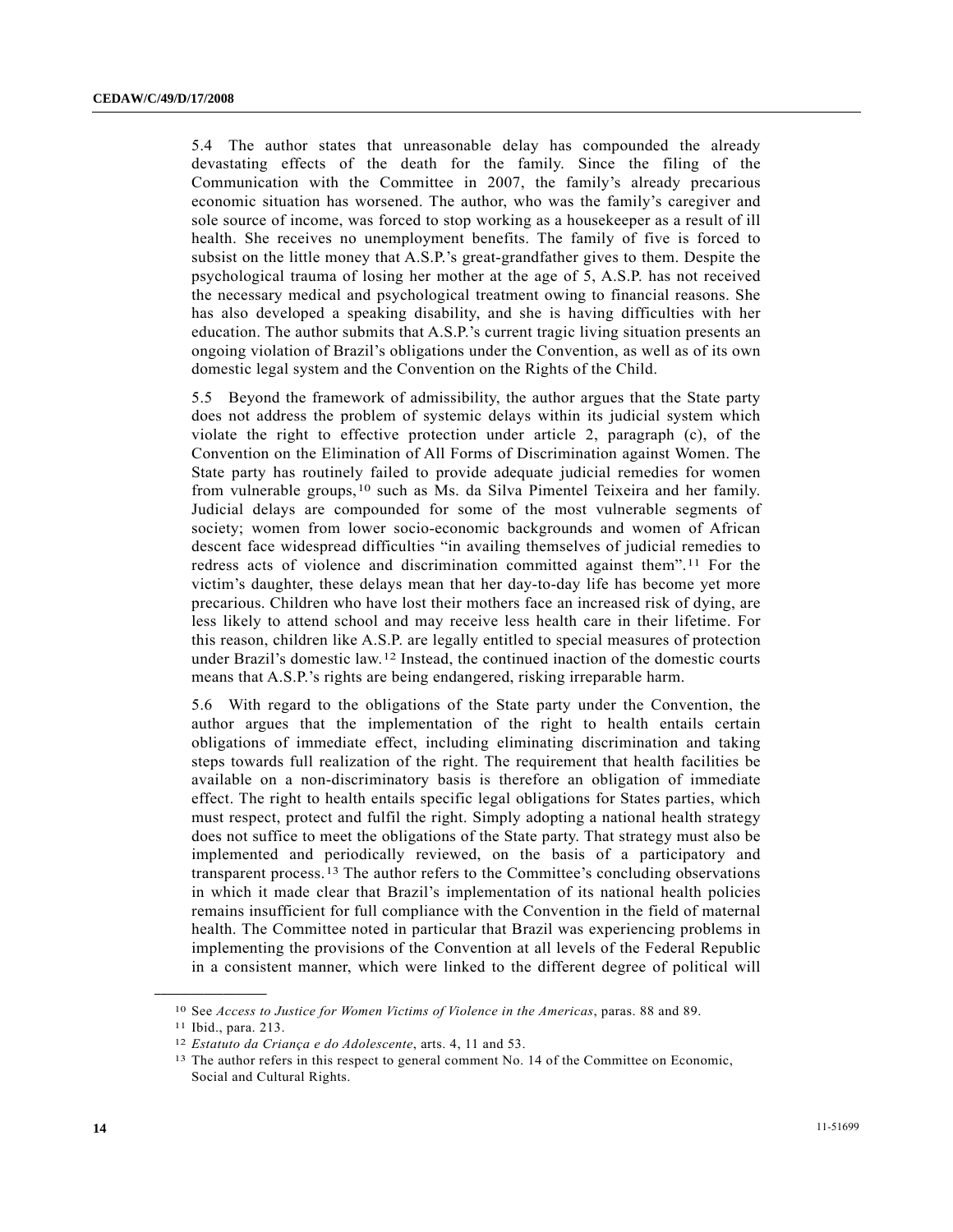5.4 The author states that unreasonable delay has compounded the already devastating effects of the death for the family. Since the filing of the Communication with the Committee in 2007, the family's already precarious economic situation has worsened. The author, who was the family's caregiver and sole source of income, was forced to stop working as a housekeeper as a result of ill health. She receives no unemployment benefits. The family of five is forced to subsist on the little money that A.S.P.'s great-grandfather gives to them. Despite the psychological trauma of losing her mother at the age of 5, A.S.P. has not received the necessary medical and psychological treatment owing to financial reasons. She has also developed a speaking disability, and she is having difficulties with her education. The author submits that A.S.P.'s current tragic living situation presents an ongoing violation of Brazil's obligations under the Convention, as well as of its own domestic legal system and the Convention on the Rights of the Child.

5.5 Beyond the framework of admissibility, the author argues that the State party does not address the problem of systemic delays within its judicial system which violate the right to effective protection under article 2, paragraph (c), of the Convention on the Elimination of All Forms of Discrimination against Women. The State party has routinely failed to provide adequate judicial remedies for women from vulnerable groups,[10] such as Ms. da Silva Pimentel Teixeira and her family. Judicial delays are compounded for some of the most vulnerable segments of society; women from lower socio-economic backgrounds and women of African descent face widespread difficulties "in availing themselves of judicial remedies to redress acts of violence and discrimination committed against them".[11] For the victim's daughter, these delays mean that her day-to-day life has become yet more precarious. Children who have lost their mothers face an increased risk of dying, are less likely to attend school and may receive less health care in their lifetime. For this reason, children like A.S.P. are legally entitled to special measures of protection under Brazil's domestic law.[12] Instead, the continued inaction of the domestic courts means that A.S.P.'s rights are being endangered, risking irreparable harm.

5.6 With regard to the obligations of the State party under the Convention, the author argues that the implementation of the right to health entails certain obligations of immediate effect, including eliminating discrimination and taking steps towards full realization of the right. The requirement that health facilities be available on a non-discriminatory basis is therefore an obligation of immediate effect. The right to health entails specific legal obligations for States parties, which must respect, protect and fulfil the right. Simply adopting a national health strategy does not suffice to meet the obligations of the State party. That strategy must also be implemented and periodically reviewed, on the basis of a participatory and transparent process.[13] The author refers to the Committee's concluding observations in which it made clear that Brazil's implementation of its national health policies remains insufficient for full compliance with the Convention in the field of maternal health. The Committee noted in particular that Brazil was experiencing problems in implementing the provisions of the Convention at all levels of the Federal Republic in a consistent manner, which were linked to the different degree of political will

---

[10] See *Access to Justice for Women Victims of Violence in the Americas*, paras. 88 and 89.

[11] Ibid., para. 213.

[12] *Estatuto da Criança e do Adolescente*, arts. 4, 11 and 53.

[13] The author refers in this respect to general comment No. 14 of the Committee on Economic, Social and Cultural Rights.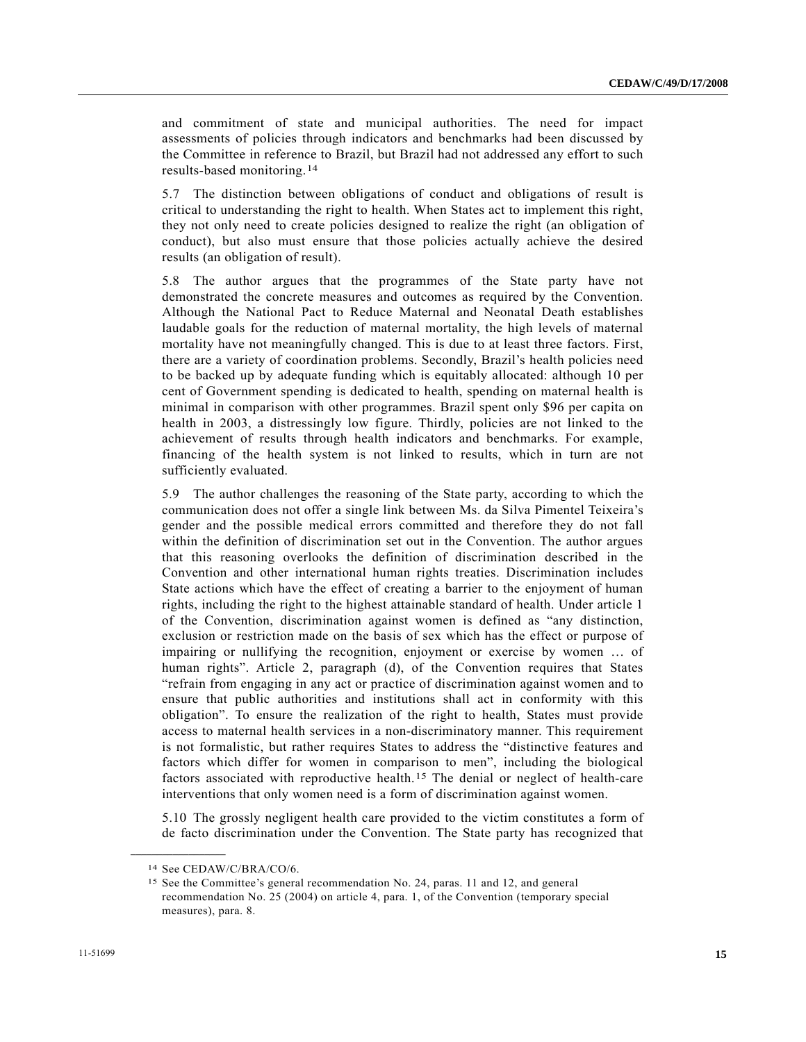and commitment of state and municipal authorities. The need for impact assessments of policies through indicators and benchmarks had been discussed by the Committee in reference to Brazil, but Brazil had not addressed any effort to such results-based monitoring.[14]

5.7 The distinction between obligations of conduct and obligations of result is critical to understanding the right to health. When States act to implement this right, they not only need to create policies designed to realize the right (an obligation of conduct), but also must ensure that those policies actually achieve the desired results (an obligation of result).

5.8 The author argues that the programmes of the State party have not demonstrated the concrete measures and outcomes as required by the Convention. Although the National Pact to Reduce Maternal and Neonatal Death establishes laudable goals for the reduction of maternal mortality, the high levels of maternal mortality have not meaningfully changed. This is due to at least three factors. First, there are a variety of coordination problems. Secondly, Brazil's health policies need to be backed up by adequate funding which is equitably allocated: although 10 per cent of Government spending is dedicated to health, spending on maternal health is minimal in comparison with other programmes. Brazil spent only $96 per capita on health in 2003, a distressingly low figure. Thirdly, policies are not linked to the achievement of results through health indicators and benchmarks. For example, financing of the health system is not linked to results, which in turn are not sufficiently evaluated.

5.9 The author challenges the reasoning of the State party, according to which the communication does not offer a single link between Ms. da Silva Pimentel Teixeira's gender and the possible medical errors committed and therefore they do not fall within the definition of discrimination set out in the Convention. The author argues that this reasoning overlooks the definition of discrimination described in the Convention and other international human rights treaties. Discrimination includes State actions which have the effect of creating a barrier to the enjoyment of human rights, including the right to the highest attainable standard of health. Under article 1 of the Convention, discrimination against women is defined as "any distinction, exclusion or restriction made on the basis of sex which has the effect or purpose of impairing or nullifying the recognition, enjoyment or exercise by women … of human rights". Article 2, paragraph (d), of the Convention requires that States "refrain from engaging in any act or practice of discrimination against women and to ensure that public authorities and institutions shall act in conformity with this obligation". To ensure the realization of the right to health, States must provide access to maternal health services in a non-discriminatory manner. This requirement is not formalistic, but rather requires States to address the "distinctive features and factors which differ for women in comparison to men", including the biological factors associated with reproductive health.[15] The denial or neglect of health-care interventions that only women need is a form of discrimination against women.

5.10 The grossly negligent health care provided to the victim constitutes a form of de facto discrimination under the Convention. The State party has recognized that

---

[14] See CEDAW/C/BRA/CO/6.

[15] See the Committee's general recommendation No. 24, paras. 11 and 12, and general recommendation No. 25 (2004) on article 4, para. 1, of the Convention (temporary special measures), para. 8.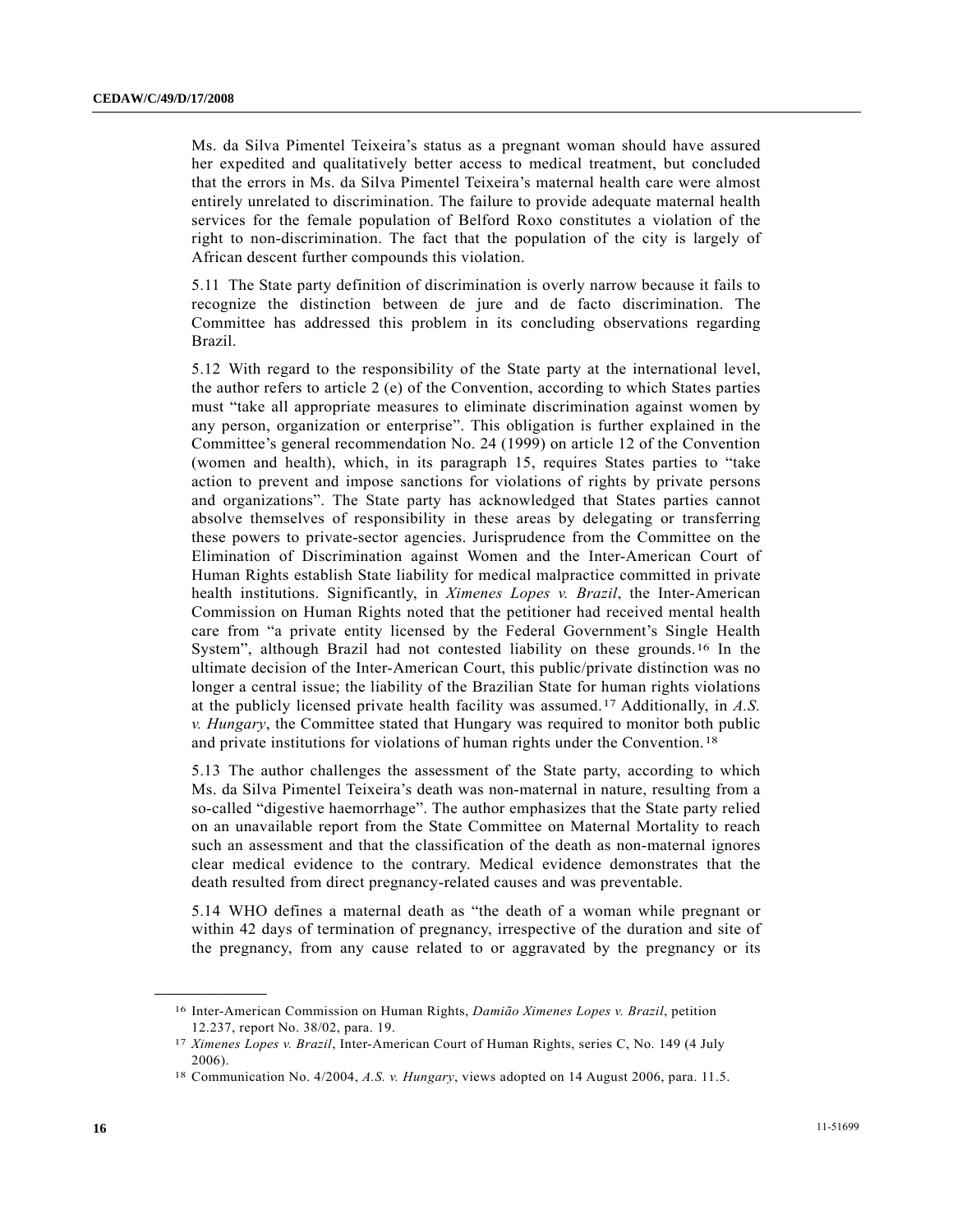Ms. da Silva Pimentel Teixeira's status as a pregnant woman should have assured her expedited and qualitatively better access to medical treatment, but concluded that the errors in Ms. da Silva Pimentel Teixeira's maternal health care were almost entirely unrelated to discrimination. The failure to provide adequate maternal health services for the female population of Belford Roxo constitutes a violation of the right to non-discrimination. The fact that the population of the city is largely of African descent further compounds this violation.

5.11 The State party definition of discrimination is overly narrow because it fails to recognize the distinction between de jure and de facto discrimination. The Committee has addressed this problem in its concluding observations regarding Brazil.

5.12 With regard to the responsibility of the State party at the international level, the author refers to article 2 (e) of the Convention, according to which States parties must "take all appropriate measures to eliminate discrimination against women by any person, organization or enterprise". This obligation is further explained in the Committee's general recommendation No. 24 (1999) on article 12 of the Convention (women and health), which, in its paragraph 15, requires States parties to "take action to prevent and impose sanctions for violations of rights by private persons and organizations". The State party has acknowledged that States parties cannot absolve themselves of responsibility in these areas by delegating or transferring these powers to private-sector agencies. Jurisprudence from the Committee on the Elimination of Discrimination against Women and the Inter-American Court of Human Rights establish State liability for medical malpractice committed in private health institutions. Significantly, in *Ximenes Lopes v. Brazil*, the Inter-American Commission on Human Rights noted that the petitioner had received mental health care from "a private entity licensed by the Federal Government's Single Health System", although Brazil had not contested liability on these grounds.[16] In the ultimate decision of the Inter-American Court, this public/private distinction was no longer a central issue; the liability of the Brazilian State for human rights violations at the publicly licensed private health facility was assumed.[17] Additionally, in *A.S. v. Hungary*, the Committee stated that Hungary was required to monitor both public and private institutions for violations of human rights under the Convention.[18]

5.13 The author challenges the assessment of the State party, according to which Ms. da Silva Pimentel Teixeira's death was non-maternal in nature, resulting from a so-called "digestive haemorrhage". The author emphasizes that the State party relied on an unavailable report from the State Committee on Maternal Mortality to reach such an assessment and that the classification of the death as non-maternal ignores clear medical evidence to the contrary. Medical evidence demonstrates that the death resulted from direct pregnancy-related causes and was preventable.

5.14 WHO defines a maternal death as "the death of a woman while pregnant or within 42 days of termination of pregnancy, irrespective of the duration and site of the pregnancy, from any cause related to or aggravated by the pregnancy or its

---

[16] Inter-American Commission on Human Rights, *Damião Ximenes Lopes v. Brazil*, petition 12.237, report No. 38/02, para. 19.

[17] *Ximenes Lopes v. Brazil*, Inter-American Court of Human Rights, series C, No. 149 (4 July 2006).

[18] Communication No. 4/2004, *A.S. v. Hungary*, views adopted on 14 August 2006, para. 11.5.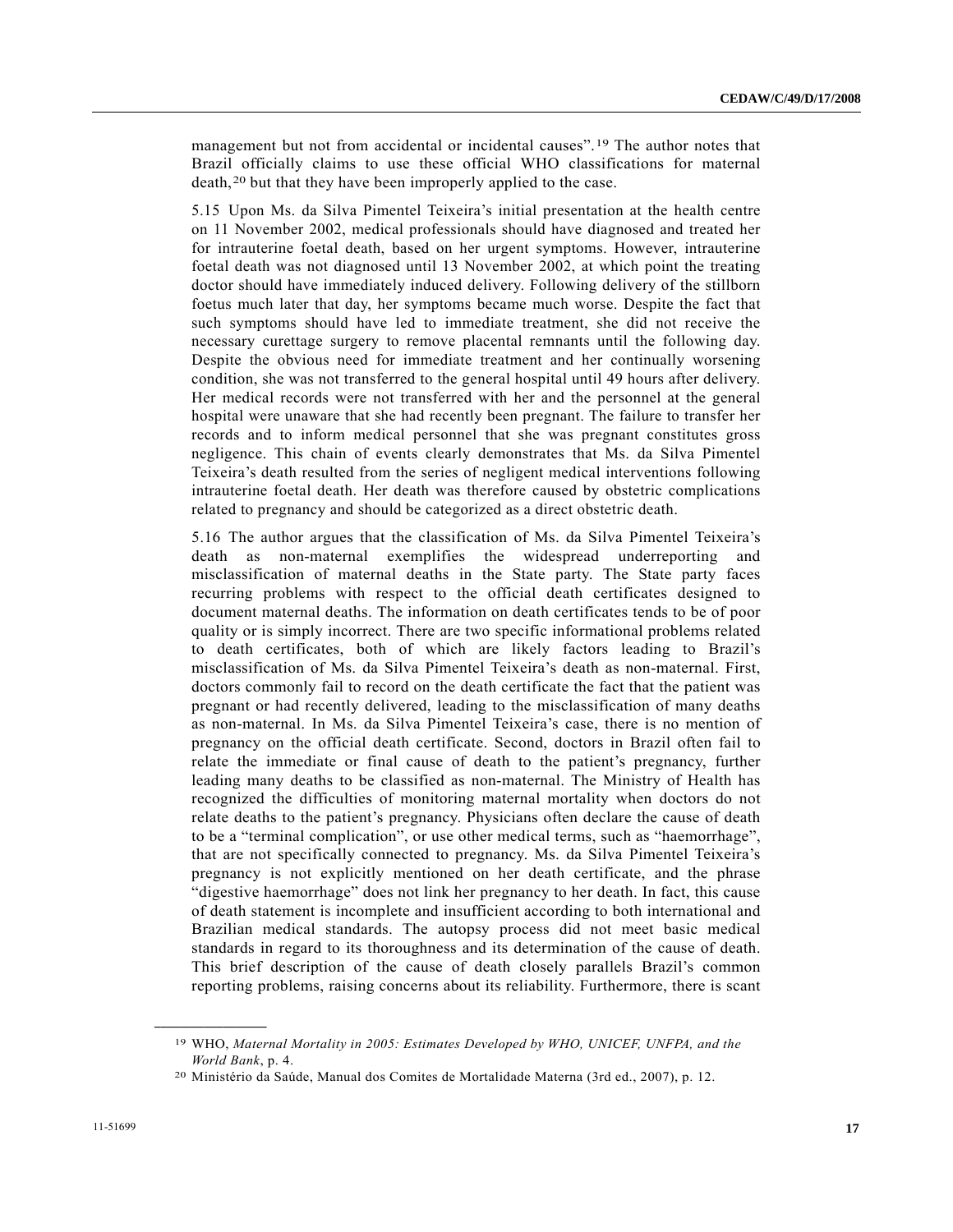management but not from accidental or incidental causes".[19] The author notes that Brazil officially claims to use these official WHO classifications for maternal death,[20] but that they have been improperly applied to the case.

5.15 Upon Ms. da Silva Pimentel Teixeira's initial presentation at the health centre on 11 November 2002, medical professionals should have diagnosed and treated her for intrauterine foetal death, based on her urgent symptoms. However, intrauterine foetal death was not diagnosed until 13 November 2002, at which point the treating doctor should have immediately induced delivery. Following delivery of the stillborn foetus much later that day, her symptoms became much worse. Despite the fact that such symptoms should have led to immediate treatment, she did not receive the necessary curettage surgery to remove placental remnants until the following day. Despite the obvious need for immediate treatment and her continually worsening condition, she was not transferred to the general hospital until 49 hours after delivery. Her medical records were not transferred with her and the personnel at the general hospital were unaware that she had recently been pregnant. The failure to transfer her records and to inform medical personnel that she was pregnant constitutes gross negligence. This chain of events clearly demonstrates that Ms. da Silva Pimentel Teixeira's death resulted from the series of negligent medical interventions following intrauterine foetal death. Her death was therefore caused by obstetric complications related to pregnancy and should be categorized as a direct obstetric death.

5.16 The author argues that the classification of Ms. da Silva Pimentel Teixeira's death as non-maternal exemplifies the widespread underreporting and misclassification of maternal deaths in the State party. The State party faces recurring problems with respect to the official death certificates designed to document maternal deaths. The information on death certificates tends to be of poor quality or is simply incorrect. There are two specific informational problems related to death certificates, both of which are likely factors leading to Brazil's misclassification of Ms. da Silva Pimentel Teixeira's death as non-maternal. First, doctors commonly fail to record on the death certificate the fact that the patient was pregnant or had recently delivered, leading to the misclassification of many deaths as non-maternal. In Ms. da Silva Pimentel Teixeira's case, there is no mention of pregnancy on the official death certificate. Second, doctors in Brazil often fail to relate the immediate or final cause of death to the patient's pregnancy, further leading many deaths to be classified as non-maternal. The Ministry of Health has recognized the difficulties of monitoring maternal mortality when doctors do not relate deaths to the patient's pregnancy. Physicians often declare the cause of death to be a "terminal complication", or use other medical terms, such as "haemorrhage", that are not specifically connected to pregnancy. Ms. da Silva Pimentel Teixeira's pregnancy is not explicitly mentioned on her death certificate, and the phrase "digestive haemorrhage" does not link her pregnancy to her death. In fact, this cause of death statement is incomplete and insufficient according to both international and Brazilian medical standards. The autopsy process did not meet basic medical standards in regard to its thoroughness and its determination of the cause of death. This brief description of the cause of death closely parallels Brazil's common reporting problems, raising concerns about its reliability. Furthermore, there is scant

---

[19] WHO, *Maternal Mortality in 2005: Estimates Developed by WHO, UNICEF, UNFPA, and the World Bank*, p. 4.

[20] Ministério da Saúde, Manual dos Comites de Mortalidade Materna (3rd ed., 2007), p. 12.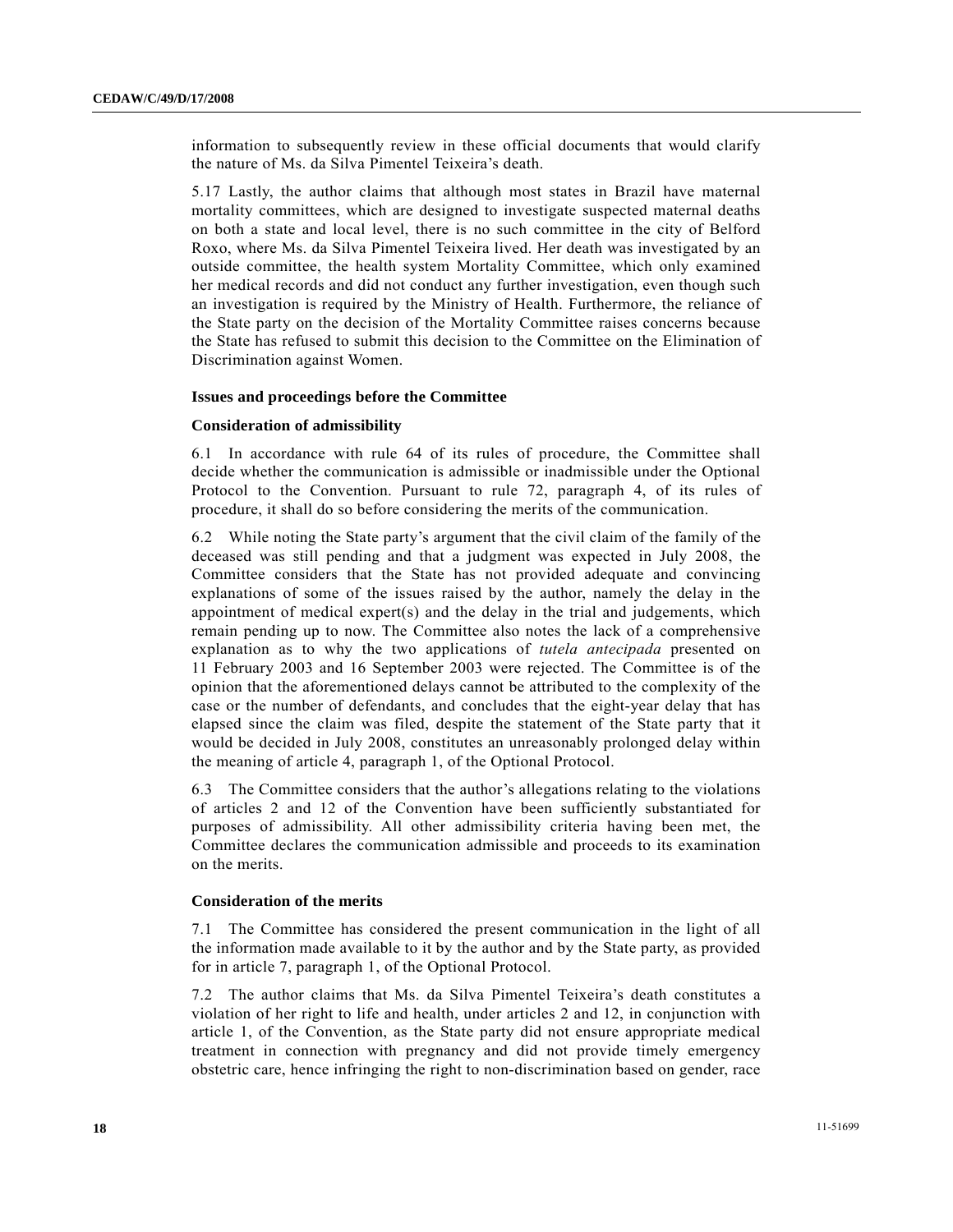information to subsequently review in these official documents that would clarify the nature of Ms. da Silva Pimentel Teixeira's death.

5.17 Lastly, the author claims that although most states in Brazil have maternal mortality committees, which are designed to investigate suspected maternal deaths on both a state and local level, there is no such committee in the city of Belford Roxo, where Ms. da Silva Pimentel Teixeira lived. Her death was investigated by an outside committee, the health system Mortality Committee, which only examined her medical records and did not conduct any further investigation, even though such an investigation is required by the Ministry of Health. Furthermore, the reliance of the State party on the decision of the Mortality Committee raises concerns because the State has refused to submit this decision to the Committee on the Elimination of Discrimination against Women.

**Issues and proceedings before the Committee**

**Consideration of admissibility**

6.1 In accordance with rule 64 of its rules of procedure, the Committee shall decide whether the communication is admissible or inadmissible under the Optional Protocol to the Convention. Pursuant to rule 72, paragraph 4, of its rules of procedure, it shall do so before considering the merits of the communication.

6.2 While noting the State party's argument that the civil claim of the family of the deceased was still pending and that a judgment was expected in July 2008, the Committee considers that the State has not provided adequate and convincing explanations of some of the issues raised by the author, namely the delay in the appointment of medical expert(s) and the delay in the trial and judgements, which remain pending up to now. The Committee also notes the lack of a comprehensive explanation as to why the two applications of *tutela antecipada* presented on 11 February 2003 and 16 September 2003 were rejected. The Committee is of the opinion that the aforementioned delays cannot be attributed to the complexity of the case or the number of defendants, and concludes that the eight-year delay that has elapsed since the claim was filed, despite the statement of the State party that it would be decided in July 2008, constitutes an unreasonably prolonged delay within the meaning of article 4, paragraph 1, of the Optional Protocol.

6.3 The Committee considers that the author's allegations relating to the violations of articles 2 and 12 of the Convention have been sufficiently substantiated for purposes of admissibility. All other admissibility criteria having been met, the Committee declares the communication admissible and proceeds to its examination on the merits.

**Consideration of the merits**

7.1 The Committee has considered the present communication in the light of all the information made available to it by the author and by the State party, as provided for in article 7, paragraph 1, of the Optional Protocol.

7.2 The author claims that Ms. da Silva Pimentel Teixeira's death constitutes a violation of her right to life and health, under articles 2 and 12, in conjunction with article 1, of the Convention, as the State party did not ensure appropriate medical treatment in connection with pregnancy and did not provide timely emergency obstetric care, hence infringing the right to non-discrimination based on gender, race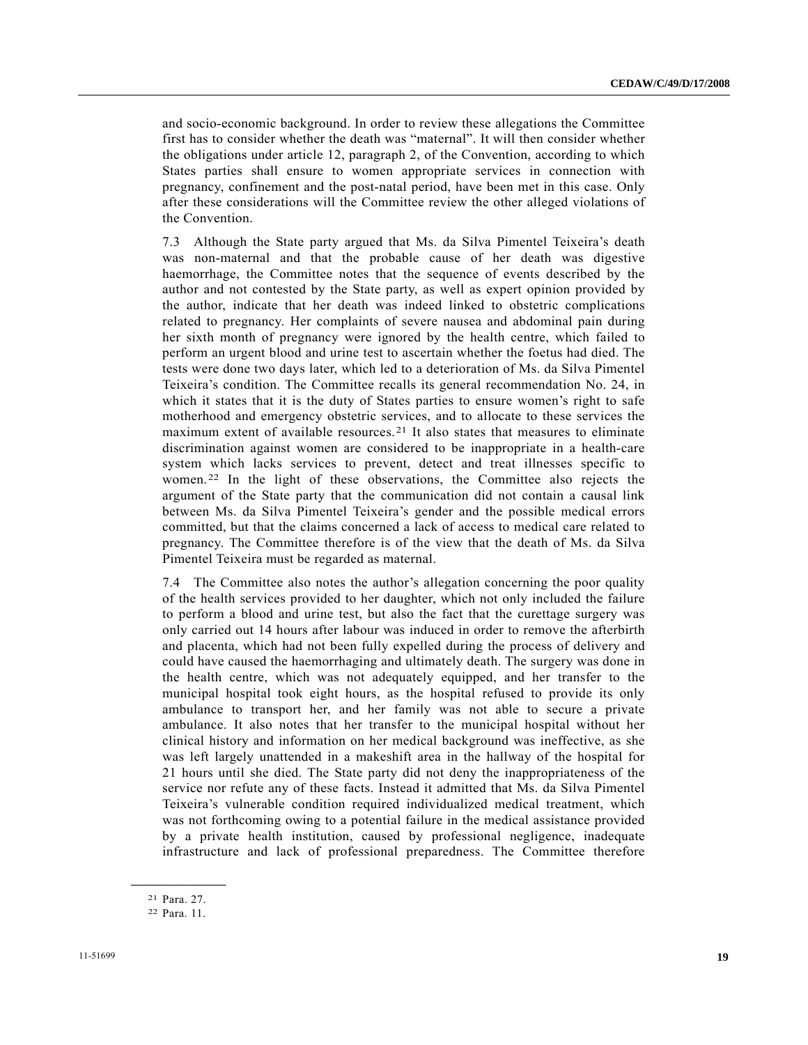and socio-economic background. In order to review these allegations the Committee first has to consider whether the death was "maternal". It will then consider whether the obligations under article 12, paragraph 2, of the Convention, according to which States parties shall ensure to women appropriate services in connection with pregnancy, confinement and the post-natal period, have been met in this case. Only after these considerations will the Committee review the other alleged violations of the Convention.

7.3 Although the State party argued that Ms. da Silva Pimentel Teixeira's death was non-maternal and that the probable cause of her death was digestive haemorrhage, the Committee notes that the sequence of events described by the author and not contested by the State party, as well as expert opinion provided by the author, indicate that her death was indeed linked to obstetric complications related to pregnancy. Her complaints of severe nausea and abdominal pain during her sixth month of pregnancy were ignored by the health centre, which failed to perform an urgent blood and urine test to ascertain whether the foetus had died. The tests were done two days later, which led to a deterioration of Ms. da Silva Pimentel Teixeira's condition. The Committee recalls its general recommendation No. 24, in which it states that it is the duty of States parties to ensure women's right to safe motherhood and emergency obstetric services, and to allocate to these services the maximum extent of available resources.[21] It also states that measures to eliminate discrimination against women are considered to be inappropriate in a health-care system which lacks services to prevent, detect and treat illnesses specific to women.[22] In the light of these observations, the Committee also rejects the argument of the State party that the communication did not contain a causal link between Ms. da Silva Pimentel Teixeira's gender and the possible medical errors committed, but that the claims concerned a lack of access to medical care related to pregnancy. The Committee therefore is of the view that the death of Ms. da Silva Pimentel Teixeira must be regarded as maternal.

7.4 The Committee also notes the author's allegation concerning the poor quality of the health services provided to her daughter, which not only included the failure to perform a blood and urine test, but also the fact that the curettage surgery was only carried out 14 hours after labour was induced in order to remove the afterbirth and placenta, which had not been fully expelled during the process of delivery and could have caused the haemorrhaging and ultimately death. The surgery was done in the health centre, which was not adequately equipped, and her transfer to the municipal hospital took eight hours, as the hospital refused to provide its only ambulance to transport her, and her family was not able to secure a private ambulance. It also notes that her transfer to the municipal hospital without her clinical history and information on her medical background was ineffective, as she was left largely unattended in a makeshift area in the hallway of the hospital for 21 hours until she died. The State party did not deny the inappropriateness of the service nor refute any of these facts. Instead it admitted that Ms. da Silva Pimentel Teixeira's vulnerable condition required individualized medical treatment, which was not forthcoming owing to a potential failure in the medical assistance provided by a private health institution, caused by professional negligence, inadequate infrastructure and lack of professional preparedness. The Committee therefore

---

[21] Para. 27.

[22] Para. 11.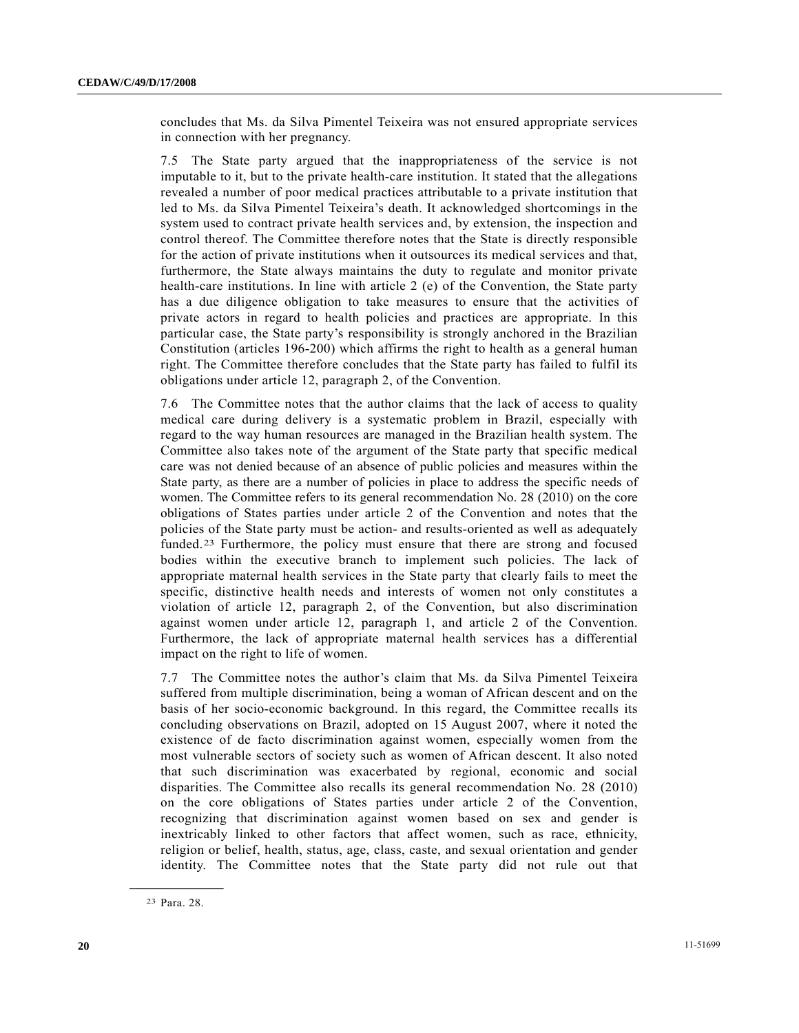concludes that Ms. da Silva Pimentel Teixeira was not ensured appropriate services in connection with her pregnancy.

7.5 The State party argued that the inappropriateness of the service is not imputable to it, but to the private health-care institution. It stated that the allegations revealed a number of poor medical practices attributable to a private institution that led to Ms. da Silva Pimentel Teixeira's death. It acknowledged shortcomings in the system used to contract private health services and, by extension, the inspection and control thereof. The Committee therefore notes that the State is directly responsible for the action of private institutions when it outsources its medical services and that, furthermore, the State always maintains the duty to regulate and monitor private health-care institutions. In line with article 2 (e) of the Convention, the State party has a due diligence obligation to take measures to ensure that the activities of private actors in regard to health policies and practices are appropriate. In this particular case, the State party's responsibility is strongly anchored in the Brazilian Constitution (articles 196-200) which affirms the right to health as a general human right. The Committee therefore concludes that the State party has failed to fulfil its obligations under article 12, paragraph 2, of the Convention.

7.6 The Committee notes that the author claims that the lack of access to quality medical care during delivery is a systematic problem in Brazil, especially with regard to the way human resources are managed in the Brazilian health system. The Committee also takes note of the argument of the State party that specific medical care was not denied because of an absence of public policies and measures within the State party, as there are a number of policies in place to address the specific needs of women. The Committee refers to its general recommendation No. 28 (2010) on the core obligations of States parties under article 2 of the Convention and notes that the policies of the State party must be action- and results-oriented as well as adequately funded.[23] Furthermore, the policy must ensure that there are strong and focused bodies within the executive branch to implement such policies. The lack of appropriate maternal health services in the State party that clearly fails to meet the specific, distinctive health needs and interests of women not only constitutes a violation of article 12, paragraph 2, of the Convention, but also discrimination against women under article 12, paragraph 1, and article 2 of the Convention. Furthermore, the lack of appropriate maternal health services has a differential impact on the right to life of women.

7.7 The Committee notes the author's claim that Ms. da Silva Pimentel Teixeira suffered from multiple discrimination, being a woman of African descent and on the basis of her socio-economic background. In this regard, the Committee recalls its concluding observations on Brazil, adopted on 15 August 2007, where it noted the existence of de facto discrimination against women, especially women from the most vulnerable sectors of society such as women of African descent. It also noted that such discrimination was exacerbated by regional, economic and social disparities. The Committee also recalls its general recommendation No. 28 (2010) on the core obligations of States parties under article 2 of the Convention, recognizing that discrimination against women based on sex and gender is inextricably linked to other factors that affect women, such as race, ethnicity, religion or belief, health, status, age, class, caste, and sexual orientation and gender identity. The Committee notes that the State party did not rule out that

[23] Para. 28.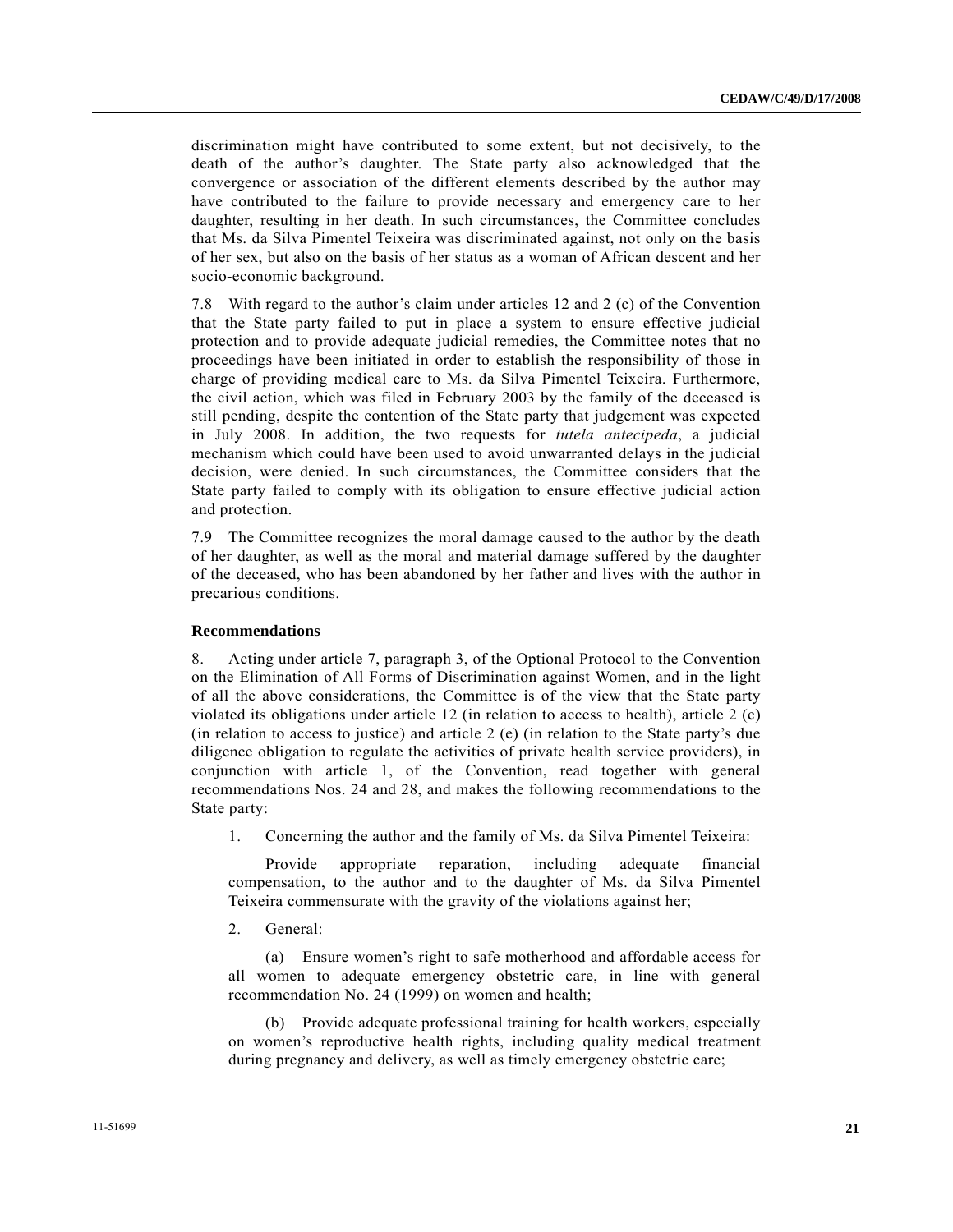discrimination might have contributed to some extent, but not decisively, to the death of the author's daughter. The State party also acknowledged that the convergence or association of the different elements described by the author may have contributed to the failure to provide necessary and emergency care to her daughter, resulting in her death. In such circumstances, the Committee concludes that Ms. da Silva Pimentel Teixeira was discriminated against, not only on the basis of her sex, but also on the basis of her status as a woman of African descent and her socio-economic background.

7.8 With regard to the author's claim under articles 12 and 2 (c) of the Convention that the State party failed to put in place a system to ensure effective judicial protection and to provide adequate judicial remedies, the Committee notes that no proceedings have been initiated in order to establish the responsibility of those in charge of providing medical care to Ms. da Silva Pimentel Teixeira. Furthermore, the civil action, which was filed in February 2003 by the family of the deceased is still pending, despite the contention of the State party that judgement was expected in July 2008. In addition, the two requests for *tutela antecipeda*, a judicial mechanism which could have been used to avoid unwarranted delays in the judicial decision, were denied. In such circumstances, the Committee considers that the State party failed to comply with its obligation to ensure effective judicial action and protection.

7.9 The Committee recognizes the moral damage caused to the author by the death of her daughter, as well as the moral and material damage suffered by the daughter of the deceased, who has been abandoned by her father and lives with the author in precarious conditions.

**Recommendations**

8. Acting under article 7, paragraph 3, of the Optional Protocol to the Convention on the Elimination of All Forms of Discrimination against Women, and in the light of all the above considerations, the Committee is of the view that the State party violated its obligations under article 12 (in relation to access to health), article 2 (c) (in relation to access to justice) and article 2 (e) (in relation to the State party's due diligence obligation to regulate the activities of private health service providers), in conjunction with article 1, of the Convention, read together with general recommendations Nos. 24 and 28, and makes the following recommendations to the State party:

1. Concerning the author and the family of Ms. da Silva Pimentel Teixeira:

Provide appropriate reparation, including adequate financial compensation, to the author and to the daughter of Ms. da Silva Pimentel Teixeira commensurate with the gravity of the violations against her;

2. General:

(a) Ensure women's right to safe motherhood and affordable access for all women to adequate emergency obstetric care, in line with general recommendation No. 24 (1999) on women and health;

(b) Provide adequate professional training for health workers, especially on women's reproductive health rights, including quality medical treatment during pregnancy and delivery, as well as timely emergency obstetric care;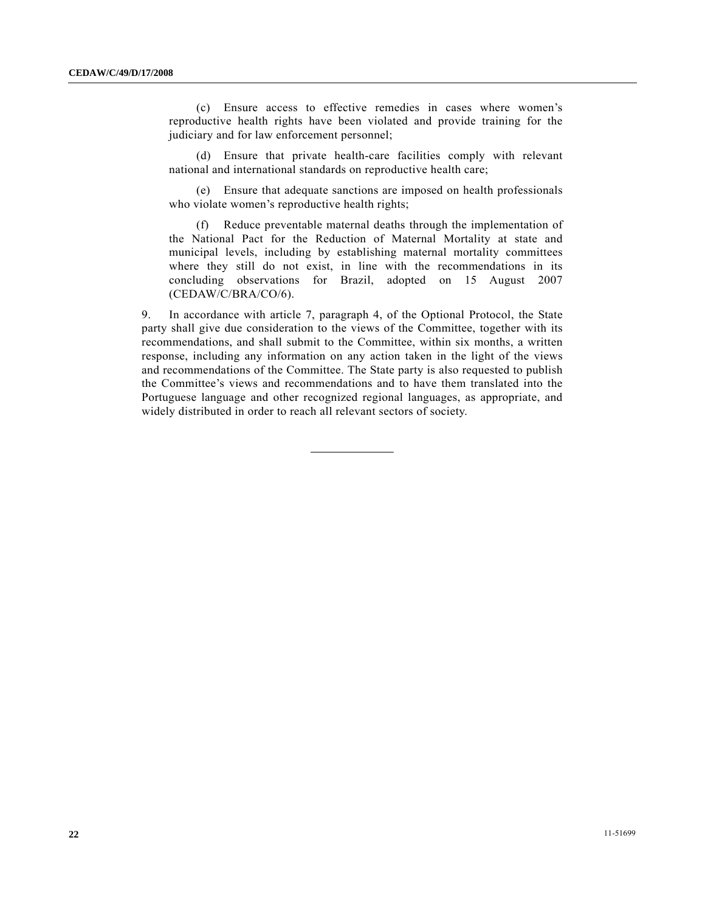(c) Ensure access to effective remedies in cases where women's reproductive health rights have been violated and provide training for the judiciary and for law enforcement personnel;

(d) Ensure that private health-care facilities comply with relevant national and international standards on reproductive health care;

(e) Ensure that adequate sanctions are imposed on health professionals who violate women's reproductive health rights;

(f) Reduce preventable maternal deaths through the implementation of the National Pact for the Reduction of Maternal Mortality at state and municipal levels, including by establishing maternal mortality committees where they still do not exist, in line with the recommendations in its concluding observations for Brazil, adopted on 15 August 2007 (CEDAW/C/BRA/CO/6).

9. In accordance with article 7, paragraph 4, of the Optional Protocol, the State party shall give due consideration to the views of the Committee, together with its recommendations, and shall submit to the Committee, within six months, a written response, including any information on any action taken in the light of the views and recommendations of the Committee. The State party is also requested to publish the Committee's views and recommendations and to have them translated into the Portuguese language and other recognized regional languages, as appropriate, and widely distributed in order to reach all relevant sectors of society.